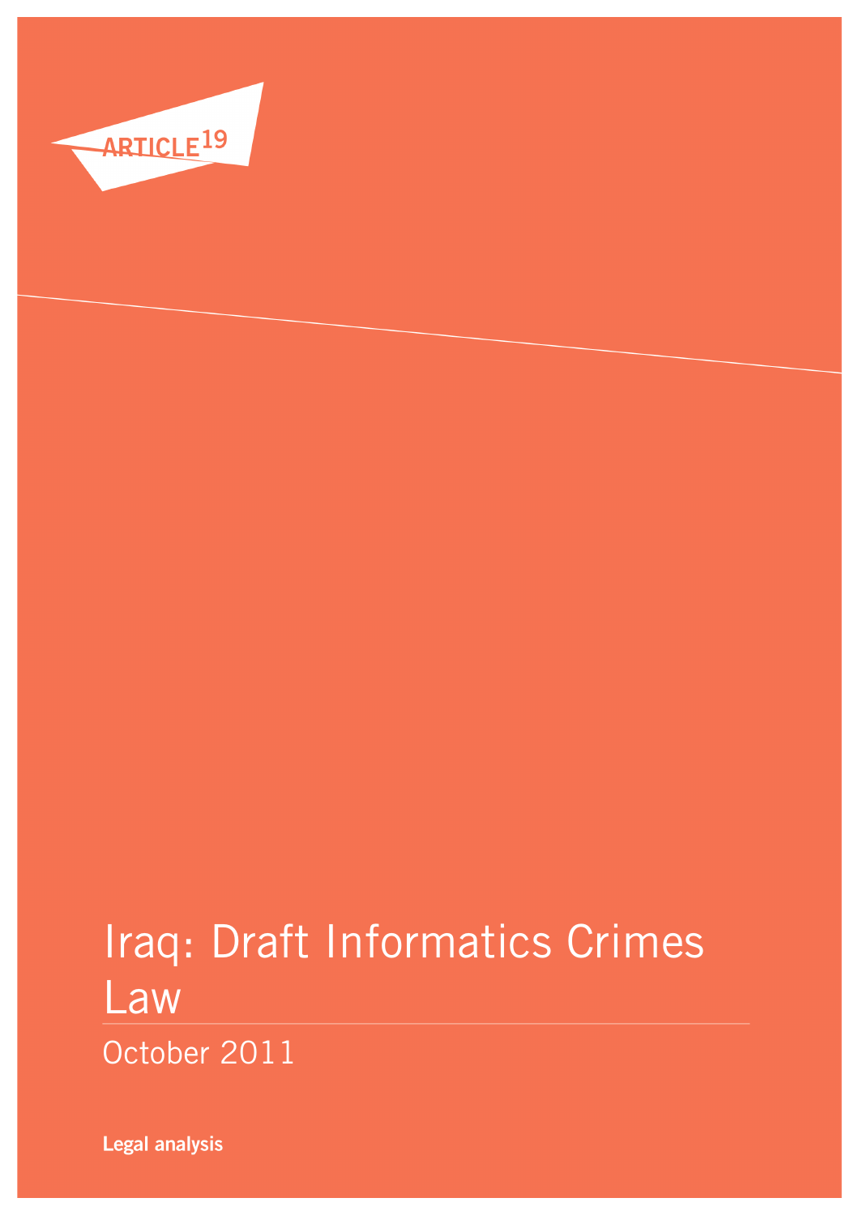ARTICLE 19

# Iraq: Draft Informatics Crimes Law

October 2011

**Legal analysis**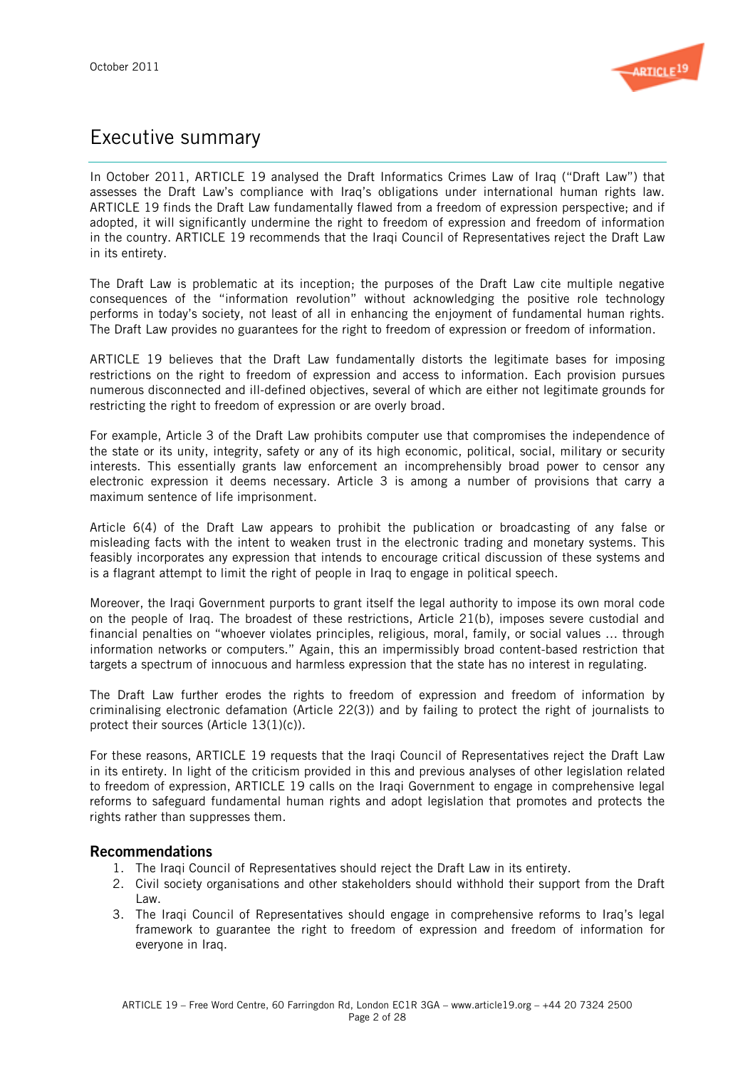# Executive summary

In October 2011, ARTICLE 19 analysed the Draft Informatics Crimes Law of Iraq ("Draft Law") that assesses the Draft Law's compliance with Iraq's obligations under international human rights law. ARTICLE 19 finds the Draft Law fundamentally flawed from a freedom of expression perspective; and if adopted, it will significantly undermine the right to freedom of expression and freedom of information in the country. ARTICLE 19 recommends that the Iraqi Council of Representatives reject the Draft Law in its entirety.

The Draft Law is problematic at its inception; the purposes of the Draft Law cite multiple negative consequences of the "information revolution" without acknowledging the positive role technology performs in today's society, not least of all in enhancing the enjoyment of fundamental human rights. The Draft Law provides no guarantees for the right to freedom of expression or freedom of information.

ARTICLE 19 believes that the Draft Law fundamentally distorts the legitimate bases for imposing restrictions on the right to freedom of expression and access to information. Each provision pursues numerous disconnected and ill-defined objectives, several of which are either not legitimate grounds for restricting the right to freedom of expression or are overly broad.

For example, Article 3 of the Draft Law prohibits computer use that compromises the independence of the state or its unity, integrity, safety or any of its high economic, political, social, military or security interests. This essentially grants law enforcement an incomprehensibly broad power to censor any electronic expression it deems necessary. Article 3 is among a number of provisions that carry a maximum sentence of life imprisonment.

Article 6(4) of the Draft Law appears to prohibit the publication or broadcasting of any false or misleading facts with the intent to weaken trust in the electronic trading and monetary systems. This feasibly incorporates any expression that intends to encourage critical discussion of these systems and is a flagrant attempt to limit the right of people in Iraq to engage in political speech.

Moreover, the Iraqi Government purports to grant itself the legal authority to impose its own moral code on the people of Iraq. The broadest of these restrictions, Article 21(b), imposes severe custodial and financial penalties on "whoever violates principles, religious, moral, family, or social values … through information networks or computers." Again, this an impermissibly broad content-based restriction that targets a spectrum of innocuous and harmless expression that the state has no interest in regulating.

The Draft Law further erodes the rights to freedom of expression and freedom of information by criminalising electronic defamation (Article 22(3)) and by failing to protect the right of journalists to protect their sources (Article 13(1)(c)).

For these reasons, ARTICLE 19 requests that the Iraqi Council of Representatives reject the Draft Law in its entirety. In light of the criticism provided in this and previous analyses of other legislation related to freedom of expression, ARTICLE 19 calls on the Iraqi Government to engage in comprehensive legal reforms to safeguard fundamental human rights and adopt legislation that promotes and protects the rights rather than suppresses them.

### Recommendations

1. The Iraqi Council of Representatives should reject the Draft Law in its entirety.
2. Civil society organisations and other stakeholders should withhold their support from the Draft Law.
3. The Iraqi Council of Representatives should engage in comprehensive reforms to Iraq's legal framework to guarantee the right to freedom of expression and freedom of information for everyone in Iraq.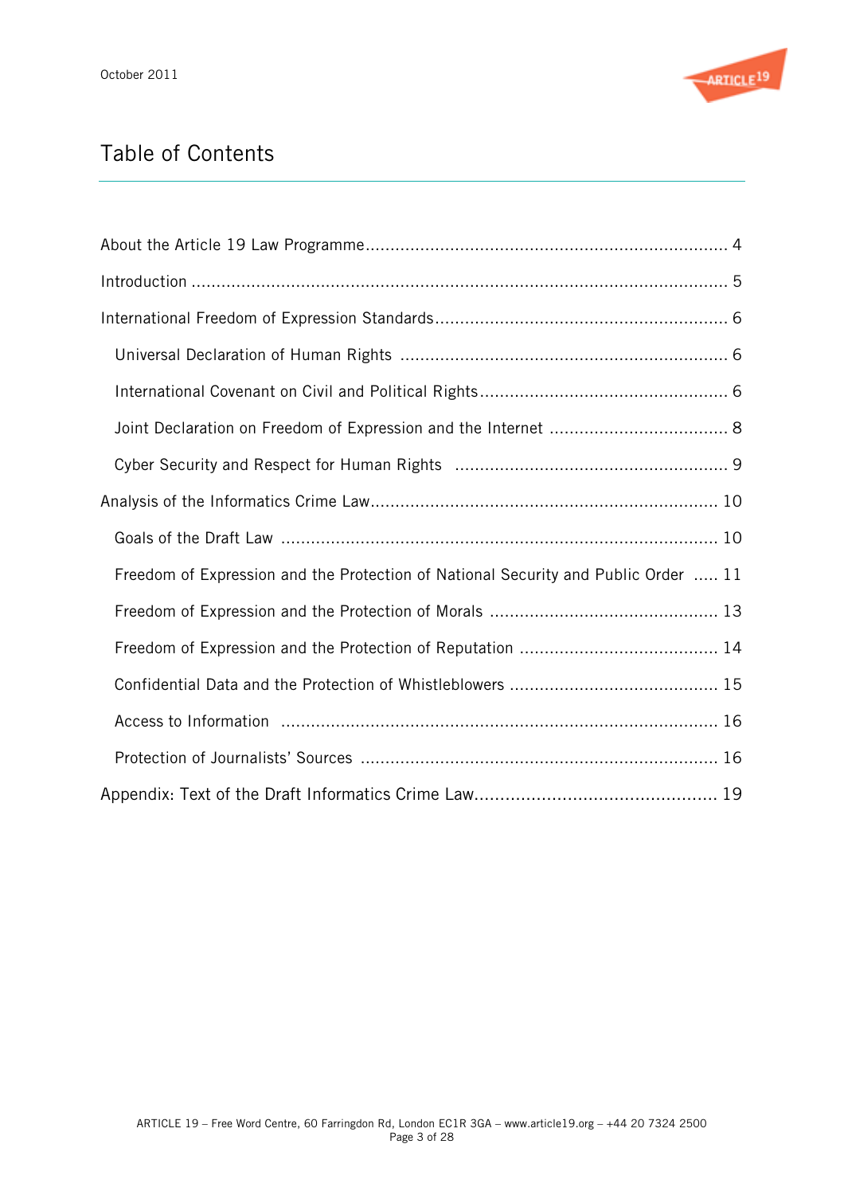# Table of Contents

About the Article 19 Law Programme ..... 4

Introduction ..... 5

International Freedom of Expression Standards ..... 6

- Universal Declaration of Human Rights ..... 6
- International Covenant on Civil and Political Rights ..... 6
- Joint Declaration on Freedom of Expression and the Internet ..... 8
- Cyber Security and Respect for Human Rights ..... 9

Analysis of the Informatics Crime Law ..... 10

- Goals of the Draft Law ..... 10
- Freedom of Expression and the Protection of National Security and Public Order ..... 11
- Freedom of Expression and the Protection of Morals ..... 13
- Freedom of Expression and the Protection of Reputation ..... 14
- Confidential Data and the Protection of Whistleblowers ..... 15
- Access to Information ..... 16
- Protection of Journalists' Sources ..... 16

Appendix: Text of the Draft Informatics Crime Law ..... 19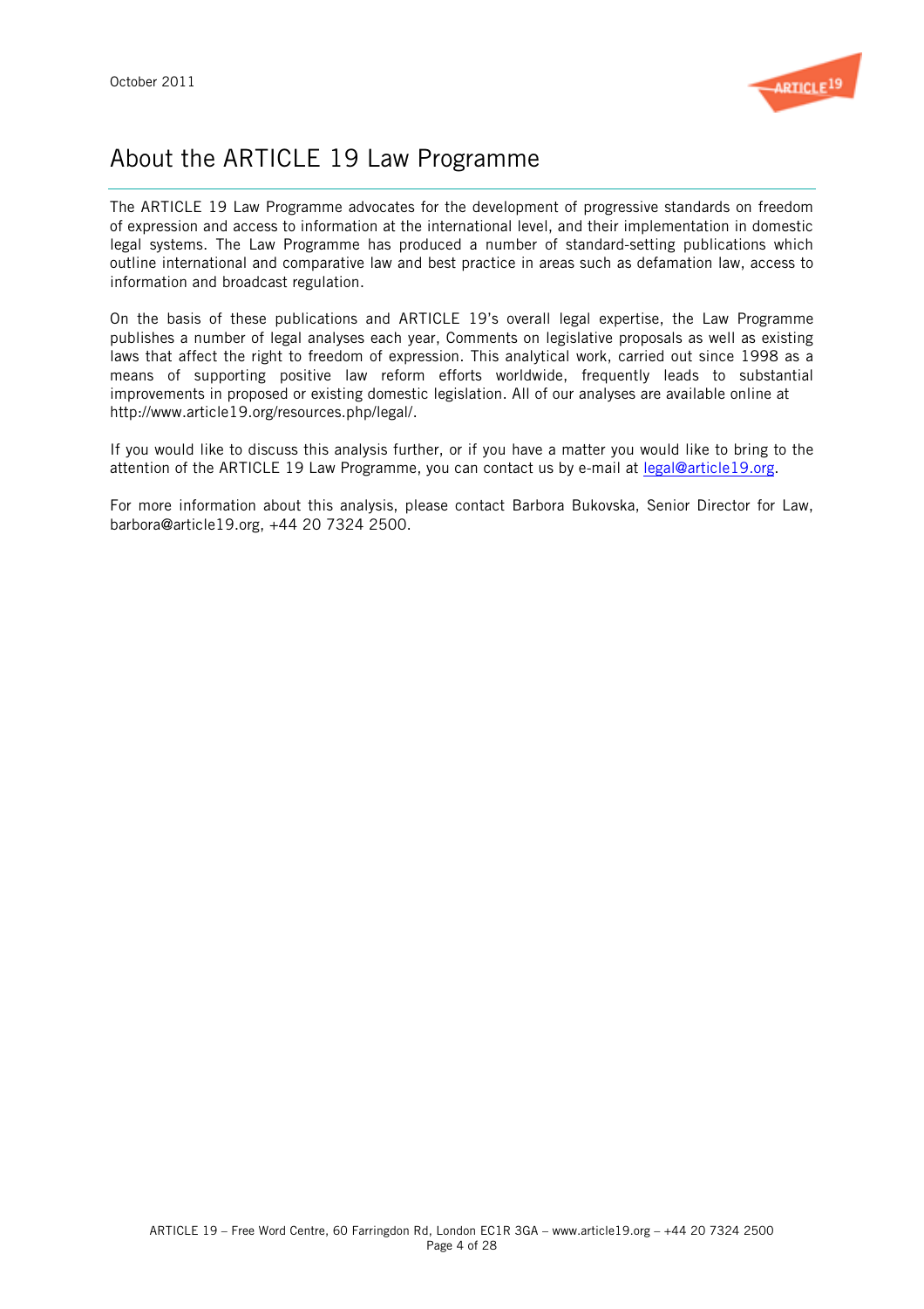# About the ARTICLE 19 Law Programme

The ARTICLE 19 Law Programme advocates for the development of progressive standards on freedom of expression and access to information at the international level, and their implementation in domestic legal systems. The Law Programme has produced a number of standard-setting publications which outline international and comparative law and best practice in areas such as defamation law, access to information and broadcast regulation.

On the basis of these publications and ARTICLE 19's overall legal expertise, the Law Programme publishes a number of legal analyses each year, Comments on legislative proposals as well as existing laws that affect the right to freedom of expression. This analytical work, carried out since 1998 as a means of supporting positive law reform efforts worldwide, frequently leads to substantial improvements in proposed or existing domestic legislation. All of our analyses are available online at http://www.article19.org/resources.php/legal/.

If you would like to discuss this analysis further, or if you have a matter you would like to bring to the attention of the ARTICLE 19 Law Programme, you can contact us by e-mail at legal@article19.org.

For more information about this analysis, please contact Barbora Bukovska, Senior Director for Law, barbora@article19.org, +44 20 7324 2500.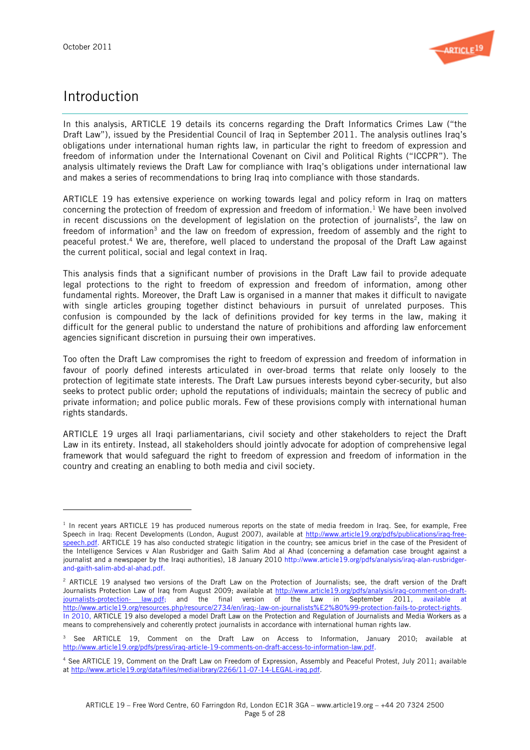# Introduction

In this analysis, ARTICLE 19 details its concerns regarding the Draft Informatics Crimes Law ("the Draft Law"), issued by the Presidential Council of Iraq in September 2011. The analysis outlines Iraq's obligations under international human rights law, in particular the right to freedom of expression and freedom of information under the International Covenant on Civil and Political Rights ("ICCPR"). The analysis ultimately reviews the Draft Law for compliance with Iraq's obligations under international law and makes a series of recommendations to bring Iraq into compliance with those standards.

ARTICLE 19 has extensive experience on working towards legal and policy reform in Iraq on matters concerning the protection of freedom of expression and freedom of information.[1] We have been involved in recent discussions on the development of legislation on the protection of journalists[2], the law on freedom of information[3] and the law on freedom of expression, freedom of assembly and the right to peaceful protest.[4] We are, therefore, well placed to understand the proposal of the Draft Law against the current political, social and legal context in Iraq.

This analysis finds that a significant number of provisions in the Draft Law fail to provide adequate legal protections to the right to freedom of expression and freedom of information, among other fundamental rights. Moreover, the Draft Law is organised in a manner that makes it difficult to navigate with single articles grouping together distinct behaviours in pursuit of unrelated purposes. This confusion is compounded by the lack of definitions provided for key terms in the law, making it difficult for the general public to understand the nature of prohibitions and affording law enforcement agencies significant discretion in pursuing their own imperatives.

Too often the Draft Law compromises the right to freedom of expression and freedom of information in favour of poorly defined interests articulated in over-broad terms that relate only loosely to the protection of legitimate state interests. The Draft Law pursues interests beyond cyber-security, but also seeks to protect public order; uphold the reputations of individuals; maintain the secrecy of public and private information; and police public morals. Few of these provisions comply with international human rights standards.

ARTICLE 19 urges all Iraqi parliamentarians, civil society and other stakeholders to reject the Draft Law in its entirety. Instead, all stakeholders should jointly advocate for adoption of comprehensive legal framework that would safeguard the right to freedom of expression and freedom of information in the country and creating an enabling to both media and civil society.

---

[1] In recent years ARTICLE 19 has produced numerous reports on the state of media freedom in Iraq. See, for example, Free Speech in Iraq: Recent Developments (London, August 2007), available at http://www.article19.org/pdfs/publications/iraq-free-speech.pdf. ARTICLE 19 has also conducted strategic litigation in the country; see amicus brief in the case of the President of the Intelligence Services v Alan Rusbridger and Gaith Salim Abd al Ahad (concerning a defamation case brought against a journalist and a newspaper by the Iraqi authorities), 18 January 2010 http://www.article19.org/pdfs/analysis/iraq-alan-rusbridger-and-gaith-salim-abd-al-ahad.pdf.

[2] ARTICLE 19 analysed two versions of the Draft Law on the Protection of Journalists; see, the draft version of the Draft Journalists Protection Law of Iraq from August 2009; available at http://www.article19.org/pdfs/analysis/iraq-comment-on-draft-journalists-protection- law.pdf; and the final version of the Law in September 2011, available at http://www.article19.org/resources.php/resource/2734/en/iraq:-law-on-journalists%E2%80%99-protection-fails-to-protect-rights. In 2010, ARTICLE 19 also developed a model Draft Law on the Protection and Regulation of Journalists and Media Workers as a means to comprehensively and coherently protect journalists in accordance with international human rights law.

[3] See ARTICLE 19, Comment on the Draft Law on Access to Information, January 2010; available at http://www.article19.org/pdfs/press/iraq-article-19-comments-on-draft-access-to-information-law.pdf.

[4] See ARTICLE 19, Comment on the Draft Law on Freedom of Expression, Assembly and Peaceful Protest, July 2011; available at http://www.article19.org/data/files/medialibrary/2266/11-07-14-LEGAL-iraq.pdf.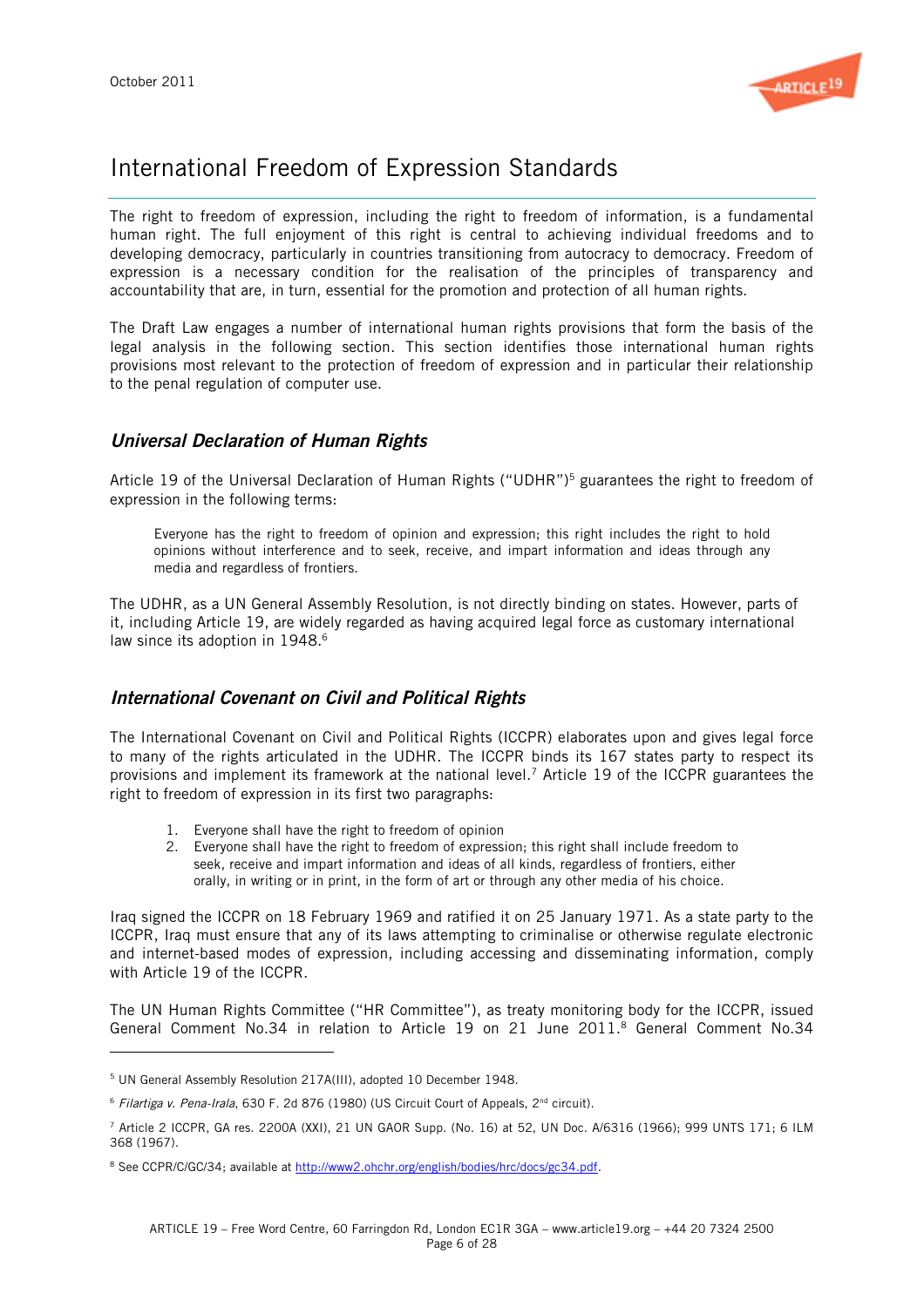# International Freedom of Expression Standards

The right to freedom of expression, including the right to freedom of information, is a fundamental human right. The full enjoyment of this right is central to achieving individual freedoms and to developing democracy, particularly in countries transitioning from autocracy to democracy. Freedom of expression is a necessary condition for the realisation of the principles of transparency and accountability that are, in turn, essential for the promotion and protection of all human rights.

The Draft Law engages a number of international human rights provisions that form the basis of the legal analysis in the following section. This section identifies those international human rights provisions most relevant to the protection of freedom of expression and in particular their relationship to the penal regulation of computer use.

## *Universal Declaration of Human Rights*

Article 19 of the Universal Declaration of Human Rights ("UDHR")[5] guarantees the right to freedom of expression in the following terms:

> Everyone has the right to freedom of opinion and expression; this right includes the right to hold opinions without interference and to seek, receive, and impart information and ideas through any media and regardless of frontiers.

The UDHR, as a UN General Assembly Resolution, is not directly binding on states. However, parts of it, including Article 19, are widely regarded as having acquired legal force as customary international law since its adoption in 1948.[6]

## *International Covenant on Civil and Political Rights*

The International Covenant on Civil and Political Rights (ICCPR) elaborates upon and gives legal force to many of the rights articulated in the UDHR. The ICCPR binds its 167 states party to respect its provisions and implement its framework at the national level.[7] Article 19 of the ICCPR guarantees the right to freedom of expression in its first two paragraphs:

> 1. Everyone shall have the right to freedom of opinion
> 2. Everyone shall have the right to freedom of expression; this right shall include freedom to seek, receive and impart information and ideas of all kinds, regardless of frontiers, either orally, in writing or in print, in the form of art or through any other media of his choice.

Iraq signed the ICCPR on 18 February 1969 and ratified it on 25 January 1971. As a state party to the ICCPR, Iraq must ensure that any of its laws attempting to criminalise or otherwise regulate electronic and internet-based modes of expression, including accessing and disseminating information, comply with Article 19 of the ICCPR.

The UN Human Rights Committee ("HR Committee"), as treaty monitoring body for the ICCPR, issued General Comment No.34 in relation to Article 19 on 21 June 2011.[8] General Comment No.34

---

[5] UN General Assembly Resolution 217A(III), adopted 10 December 1948.

[6] *Filartiga v. Pena-Irala*, 630 F. 2d 876 (1980) (US Circuit Court of Appeals, 2nd circuit).

[7] Article 2 ICCPR, GA res. 2200A (XXI), 21 UN GAOR Supp. (No. 16) at 52, UN Doc. A/6316 (1966); 999 UNTS 171; 6 ILM 368 (1967).

[8] See CCPR/C/GC/34; available at http://www2.ohchr.org/english/bodies/hrc/docs/gc34.pdf.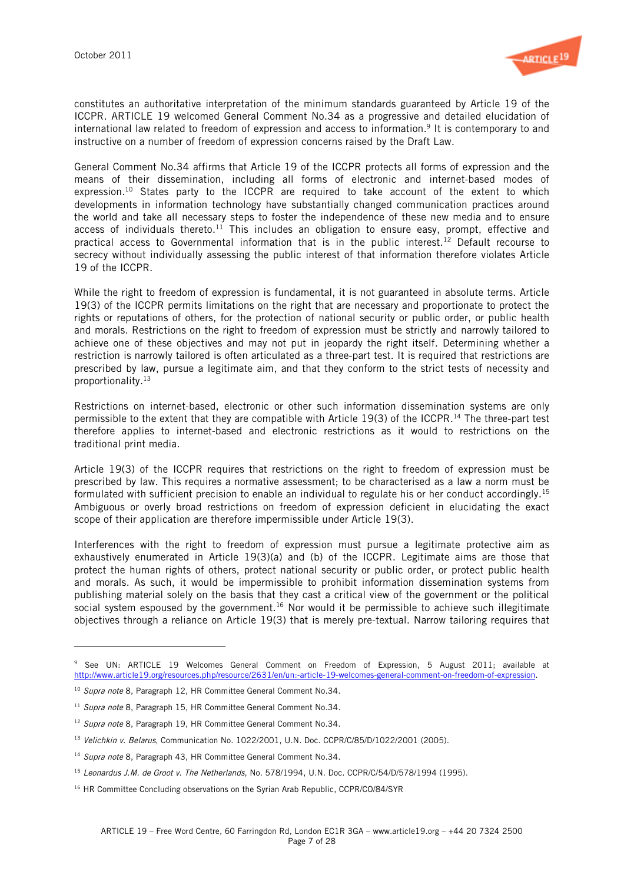constitutes an authoritative interpretation of the minimum standards guaranteed by Article 19 of the ICCPR. ARTICLE 19 welcomed General Comment No.34 as a progressive and detailed elucidation of international law related to freedom of expression and access to information.[9] It is contemporary to and instructive on a number of freedom of expression concerns raised by the Draft Law.

General Comment No.34 affirms that Article 19 of the ICCPR protects all forms of expression and the means of their dissemination, including all forms of electronic and internet-based modes of expression.[10] States party to the ICCPR are required to take account of the extent to which developments in information technology have substantially changed communication practices around the world and take all necessary steps to foster the independence of these new media and to ensure access of individuals thereto.[11] This includes an obligation to ensure easy, prompt, effective and practical access to Governmental information that is in the public interest.[12] Default recourse to secrecy without individually assessing the public interest of that information therefore violates Article 19 of the ICCPR.

While the right to freedom of expression is fundamental, it is not guaranteed in absolute terms. Article 19(3) of the ICCPR permits limitations on the right that are necessary and proportionate to protect the rights or reputations of others, for the protection of national security or public order, or public health and morals. Restrictions on the right to freedom of expression must be strictly and narrowly tailored to achieve one of these objectives and may not put in jeopardy the right itself. Determining whether a restriction is narrowly tailored is often articulated as a three-part test. It is required that restrictions are prescribed by law, pursue a legitimate aim, and that they conform to the strict tests of necessity and proportionality.[13]

Restrictions on internet-based, electronic or other such information dissemination systems are only permissible to the extent that they are compatible with Article 19(3) of the ICCPR.[14] The three-part test therefore applies to internet-based and electronic restrictions as it would to restrictions on the traditional print media.

Article 19(3) of the ICCPR requires that restrictions on the right to freedom of expression must be prescribed by law. This requires a normative assessment; to be characterised as a law a norm must be formulated with sufficient precision to enable an individual to regulate his or her conduct accordingly.[15] Ambiguous or overly broad restrictions on freedom of expression deficient in elucidating the exact scope of their application are therefore impermissible under Article 19(3).

Interferences with the right to freedom of expression must pursue a legitimate protective aim as exhaustively enumerated in Article 19(3)(a) and (b) of the ICCPR. Legitimate aims are those that protect the human rights of others, protect national security or public order, or protect public health and morals. As such, it would be impermissible to prohibit information dissemination systems from publishing material solely on the basis that they cast a critical view of the government or the political social system espoused by the government.[16] Nor would it be permissible to achieve such illegitimate objectives through a reliance on Article 19(3) that is merely pre-textual. Narrow tailoring requires that

---

[9] See UN: ARTICLE 19 Welcomes General Comment on Freedom of Expression, 5 August 2011; available at http://www.article19.org/resources.php/resource/2631/en/un:-article-19-welcomes-general-comment-on-freedom-of-expression.

[10] *Supra note* 8, Paragraph 12, HR Committee General Comment No.34.

[11] *Supra note* 8, Paragraph 15, HR Committee General Comment No.34.

[12] *Supra note* 8, Paragraph 19, HR Committee General Comment No.34.

[13] *Velichkin v. Belarus*, Communication No. 1022/2001, U.N. Doc. CCPR/C/85/D/1022/2001 (2005).

[14] *Supra note* 8, Paragraph 43, HR Committee General Comment No.34.

[15] *Leonardus J.M. de Groot v. The Netherlands*, No. 578/1994, U.N. Doc. CCPR/C/54/D/578/1994 (1995).

[16] HR Committee Concluding observations on the Syrian Arab Republic, CCPR/CO/84/SYR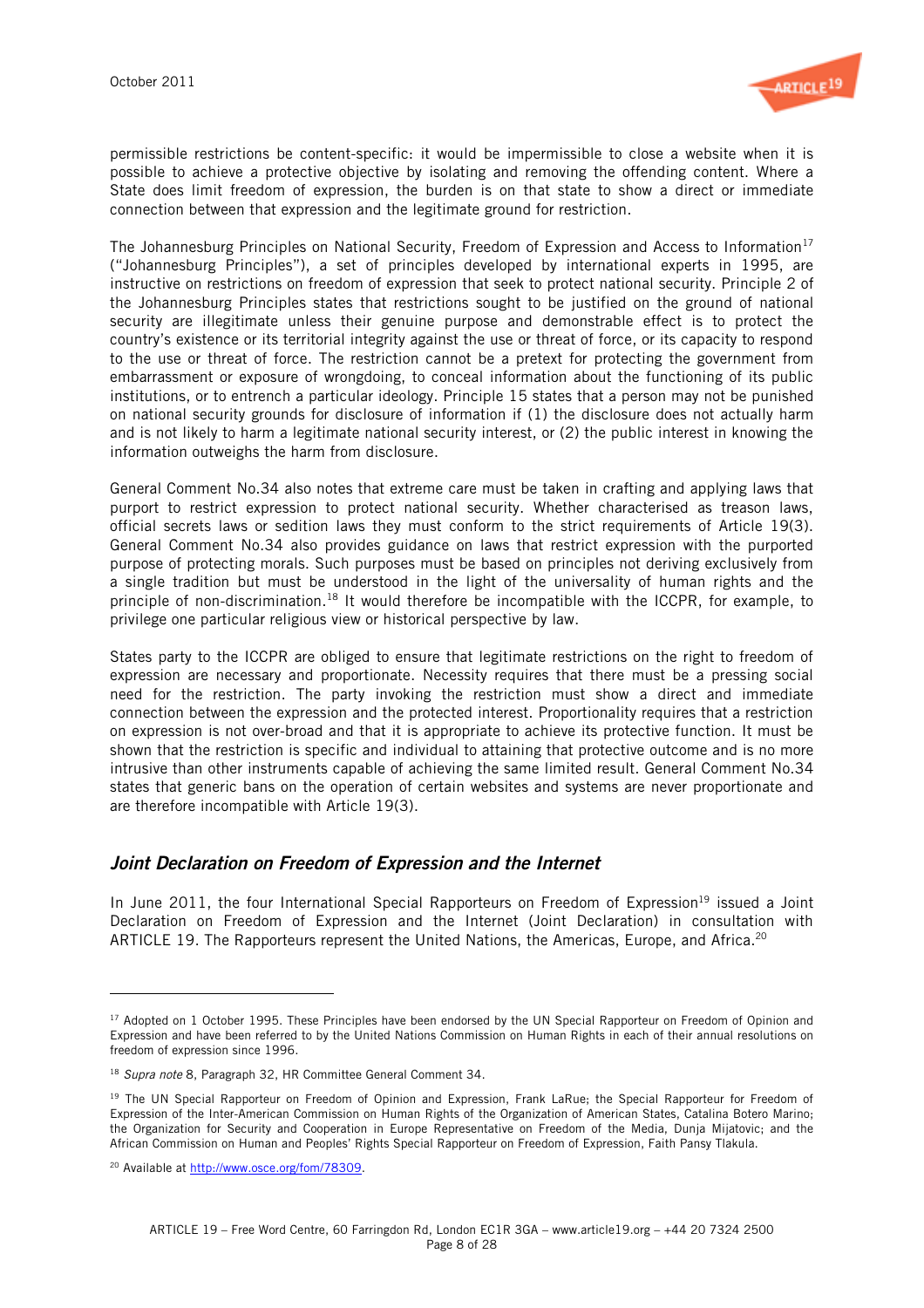permissible restrictions be content-specific: it would be impermissible to close a website when it is possible to achieve a protective objective by isolating and removing the offending content. Where a State does limit freedom of expression, the burden is on that state to show a direct or immediate connection between that expression and the legitimate ground for restriction.

The Johannesburg Principles on National Security, Freedom of Expression and Access to Information[17] ("Johannesburg Principles"), a set of principles developed by international experts in 1995, are instructive on restrictions on freedom of expression that seek to protect national security. Principle 2 of the Johannesburg Principles states that restrictions sought to be justified on the ground of national security are illegitimate unless their genuine purpose and demonstrable effect is to protect the country's existence or its territorial integrity against the use or threat of force, or its capacity to respond to the use or threat of force. The restriction cannot be a pretext for protecting the government from embarrassment or exposure of wrongdoing, to conceal information about the functioning of its public institutions, or to entrench a particular ideology. Principle 15 states that a person may not be punished on national security grounds for disclosure of information if (1) the disclosure does not actually harm and is not likely to harm a legitimate national security interest, or (2) the public interest in knowing the information outweighs the harm from disclosure.

General Comment No.34 also notes that extreme care must be taken in crafting and applying laws that purport to restrict expression to protect national security. Whether characterised as treason laws, official secrets laws or sedition laws they must conform to the strict requirements of Article 19(3). General Comment No.34 also provides guidance on laws that restrict expression with the purported purpose of protecting morals. Such purposes must be based on principles not deriving exclusively from a single tradition but must be understood in the light of the universality of human rights and the principle of non-discrimination.[18] It would therefore be incompatible with the ICCPR, for example, to privilege one particular religious view or historical perspective by law.

States party to the ICCPR are obliged to ensure that legitimate restrictions on the right to freedom of expression are necessary and proportionate. Necessity requires that there must be a pressing social need for the restriction. The party invoking the restriction must show a direct and immediate connection between the expression and the protected interest. Proportionality requires that a restriction on expression is not over-broad and that it is appropriate to achieve its protective function. It must be shown that the restriction is specific and individual to attaining that protective outcome and is no more intrusive than other instruments capable of achieving the same limited result. General Comment No.34 states that generic bans on the operation of certain websites and systems are never proportionate and are therefore incompatible with Article 19(3).

## *Joint Declaration on Freedom of Expression and the Internet*

In June 2011, the four International Special Rapporteurs on Freedom of Expression[19] issued a Joint Declaration on Freedom of Expression and the Internet (Joint Declaration) in consultation with ARTICLE 19. The Rapporteurs represent the United Nations, the Americas, Europe, and Africa.[20]

---

[17] Adopted on 1 October 1995. These Principles have been endorsed by the UN Special Rapporteur on Freedom of Opinion and Expression and have been referred to by the United Nations Commission on Human Rights in each of their annual resolutions on freedom of expression since 1996.

[18] *Supra note* 8, Paragraph 32, HR Committee General Comment 34.

[19] The UN Special Rapporteur on Freedom of Opinion and Expression, Frank LaRue; the Special Rapporteur for Freedom of Expression of the Inter-American Commission on Human Rights of the Organization of American States, Catalina Botero Marino; the Organization for Security and Cooperation in Europe Representative on Freedom of the Media, Dunja Mijatovic; and the African Commission on Human and Peoples' Rights Special Rapporteur on Freedom of Expression, Faith Pansy Tlakula.

[20] Available at http://www.osce.org/fom/78309.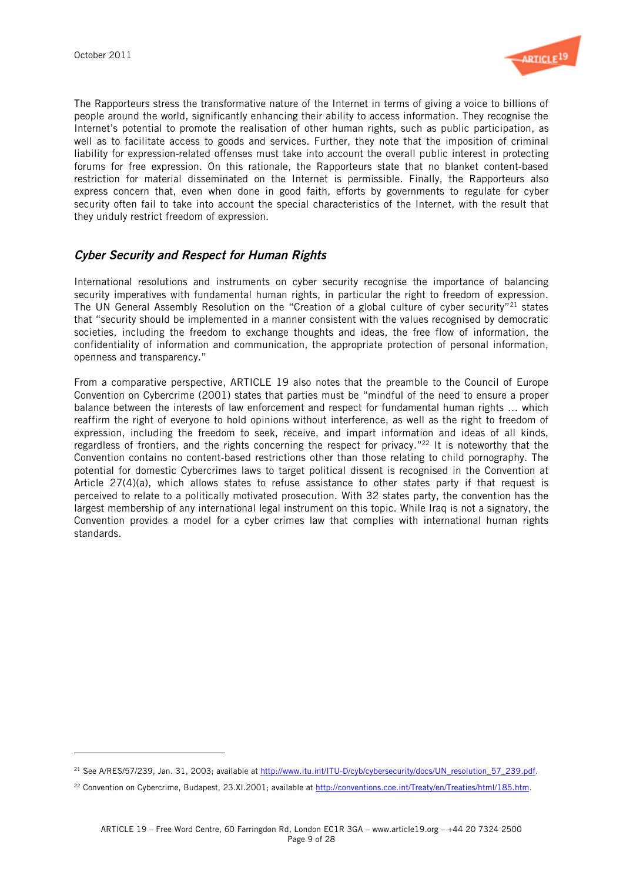The Rapporteurs stress the transformative nature of the Internet in terms of giving a voice to billions of people around the world, significantly enhancing their ability to access information. They recognise the Internet's potential to promote the realisation of other human rights, such as public participation, as well as to facilitate access to goods and services. Further, they note that the imposition of criminal liability for expression-related offenses must take into account the overall public interest in protecting forums for free expression. On this rationale, the Rapporteurs state that no blanket content-based restriction for material disseminated on the Internet is permissible. Finally, the Rapporteurs also express concern that, even when done in good faith, efforts by governments to regulate for cyber security often fail to take into account the special characteristics of the Internet, with the result that they unduly restrict freedom of expression.

## *Cyber Security and Respect for Human Rights*

International resolutions and instruments on cyber security recognise the importance of balancing security imperatives with fundamental human rights, in particular the right to freedom of expression. The UN General Assembly Resolution on the "Creation of a global culture of cyber security"[21] states that "security should be implemented in a manner consistent with the values recognised by democratic societies, including the freedom to exchange thoughts and ideas, the free flow of information, the confidentiality of information and communication, the appropriate protection of personal information, openness and transparency."

From a comparative perspective, ARTICLE 19 also notes that the preamble to the Council of Europe Convention on Cybercrime (2001) states that parties must be "mindful of the need to ensure a proper balance between the interests of law enforcement and respect for fundamental human rights … which reaffirm the right of everyone to hold opinions without interference, as well as the right to freedom of expression, including the freedom to seek, receive, and impart information and ideas of all kinds, regardless of frontiers, and the rights concerning the respect for privacy."[22] It is noteworthy that the Convention contains no content-based restrictions other than those relating to child pornography. The potential for domestic Cybercrimes laws to target political dissent is recognised in the Convention at Article 27(4)(a), which allows states to refuse assistance to other states party if that request is perceived to relate to a politically motivated prosecution. With 32 states party, the convention has the largest membership of any international legal instrument on this topic. While Iraq is not a signatory, the Convention provides a model for a cyber crimes law that complies with international human rights standards.

---

[21] See A/RES/57/239, Jan. 31, 2003; available at http://www.itu.int/ITU-D/cyb/cybersecurity/docs/UN_resolution_57_239.pdf.

[22] Convention on Cybercrime, Budapest, 23.XI.2001; available at http://conventions.coe.int/Treaty/en/Treaties/html/185.htm.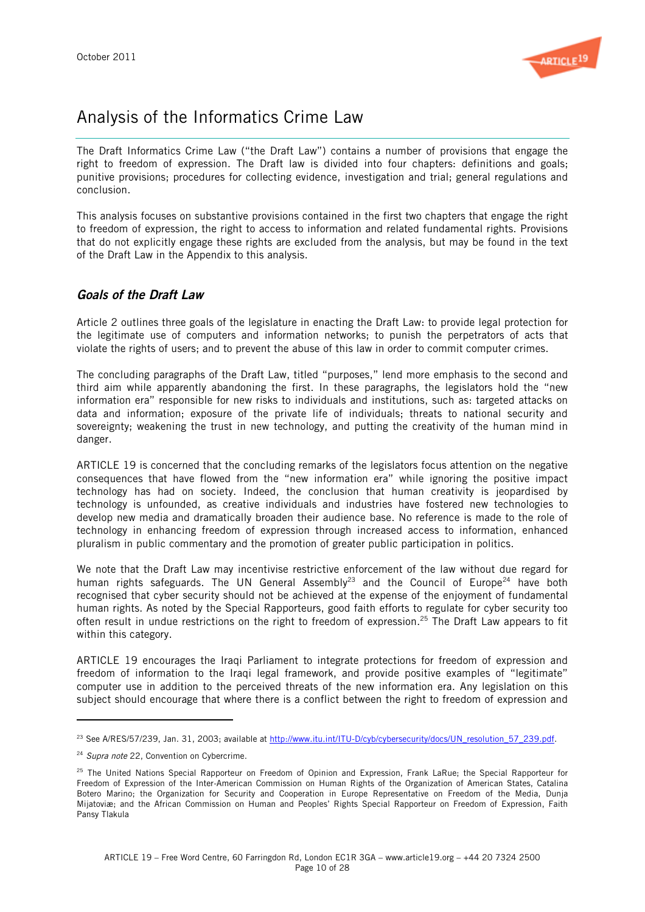# Analysis of the Informatics Crime Law

The Draft Informatics Crime Law ("the Draft Law") contains a number of provisions that engage the right to freedom of expression. The Draft law is divided into four chapters: definitions and goals; punitive provisions; procedures for collecting evidence, investigation and trial; general regulations and conclusion.

This analysis focuses on substantive provisions contained in the first two chapters that engage the right to freedom of expression, the right to access to information and related fundamental rights. Provisions that do not explicitly engage these rights are excluded from the analysis, but may be found in the text of the Draft Law in the Appendix to this analysis.

## *Goals of the Draft Law*

Article 2 outlines three goals of the legislature in enacting the Draft Law: to provide legal protection for the legitimate use of computers and information networks; to punish the perpetrators of acts that violate the rights of users; and to prevent the abuse of this law in order to commit computer crimes.

The concluding paragraphs of the Draft Law, titled "purposes," lend more emphasis to the second and third aim while apparently abandoning the first. In these paragraphs, the legislators hold the "new information era" responsible for new risks to individuals and institutions, such as: targeted attacks on data and information; exposure of the private life of individuals; threats to national security and sovereignty; weakening the trust in new technology, and putting the creativity of the human mind in danger.

ARTICLE 19 is concerned that the concluding remarks of the legislators focus attention on the negative consequences that have flowed from the "new information era" while ignoring the positive impact technology has had on society. Indeed, the conclusion that human creativity is jeopardised by technology is unfounded, as creative individuals and industries have fostered new technologies to develop new media and dramatically broaden their audience base. No reference is made to the role of technology in enhancing freedom of expression through increased access to information, enhanced pluralism in public commentary and the promotion of greater public participation in politics.

We note that the Draft Law may incentivise restrictive enforcement of the law without due regard for human rights safeguards. The UN General Assembly[23] and the Council of Europe[24] have both recognised that cyber security should not be achieved at the expense of the enjoyment of fundamental human rights. As noted by the Special Rapporteurs, good faith efforts to regulate for cyber security too often result in undue restrictions on the right to freedom of expression.[25] The Draft Law appears to fit within this category.

ARTICLE 19 encourages the Iraqi Parliament to integrate protections for freedom of expression and freedom of information to the Iraqi legal framework, and provide positive examples of "legitimate" computer use in addition to the perceived threats of the new information era. Any legislation on this subject should encourage that where there is a conflict between the right to freedom of expression and

---

[23] See A/RES/57/239, Jan. 31, 2003; available at http://www.itu.int/ITU-D/cyb/cybersecurity/docs/UN_resolution_57_239.pdf.

[24] *Supra note* 22, Convention on Cybercrime.

[25] The United Nations Special Rapporteur on Freedom of Opinion and Expression, Frank LaRue; the Special Rapporteur for Freedom of Expression of the Inter-American Commission on Human Rights of the Organization of American States, Catalina Botero Marino; the Organization for Security and Cooperation in Europe Representative on Freedom of the Media, Dunja Mijatoviæ; and the African Commission on Human and Peoples' Rights Special Rapporteur on Freedom of Expression, Faith Pansy Tlakula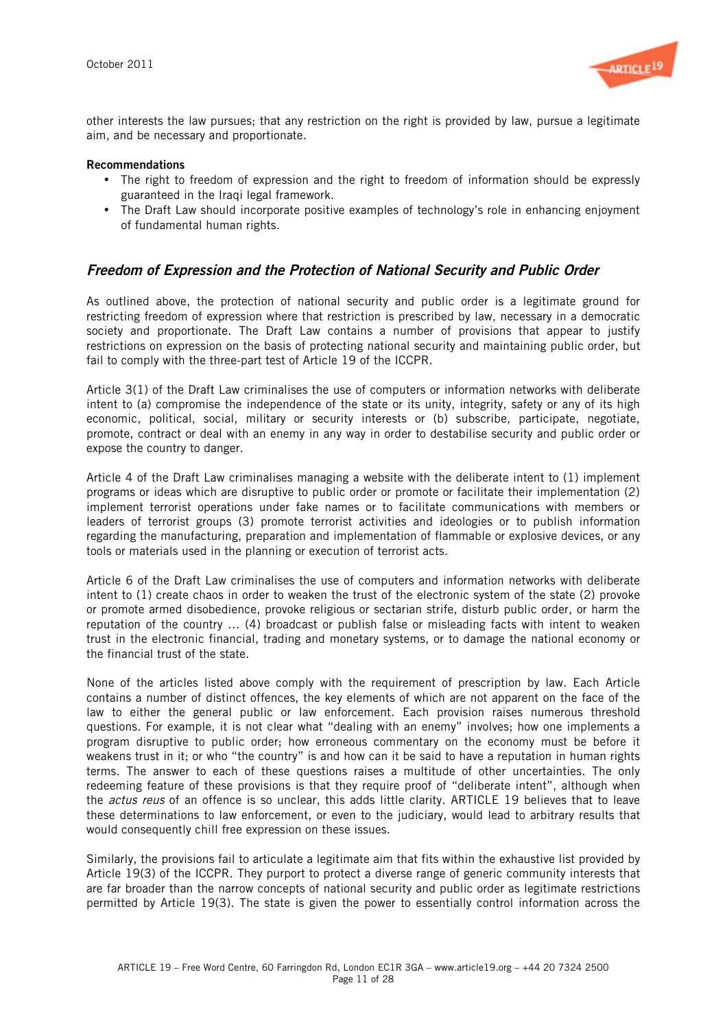other interests the law pursues; that any restriction on the right is provided by law, pursue a legitimate aim, and be necessary and proportionate.

**Recommendations**

- The right to freedom of expression and the right to freedom of information should be expressly guaranteed in the Iraqi legal framework.
- The Draft Law should incorporate positive examples of technology's role in enhancing enjoyment of fundamental human rights.

## *Freedom of Expression and the Protection of National Security and Public Order*

As outlined above, the protection of national security and public order is a legitimate ground for restricting freedom of expression where that restriction is prescribed by law, necessary in a democratic society and proportionate. The Draft Law contains a number of provisions that appear to justify restrictions on expression on the basis of protecting national security and maintaining public order, but fail to comply with the three-part test of Article 19 of the ICCPR.

Article 3(1) of the Draft Law criminalises the use of computers or information networks with deliberate intent to (a) compromise the independence of the state or its unity, integrity, safety or any of its high economic, political, social, military or security interests or (b) subscribe, participate, negotiate, promote, contract or deal with an enemy in any way in order to destabilise security and public order or expose the country to danger.

Article 4 of the Draft Law criminalises managing a website with the deliberate intent to (1) implement programs or ideas which are disruptive to public order or promote or facilitate their implementation (2) implement terrorist operations under fake names or to facilitate communications with members or leaders of terrorist groups (3) promote terrorist activities and ideologies or to publish information regarding the manufacturing, preparation and implementation of flammable or explosive devices, or any tools or materials used in the planning or execution of terrorist acts.

Article 6 of the Draft Law criminalises the use of computers and information networks with deliberate intent to (1) create chaos in order to weaken the trust of the electronic system of the state (2) provoke or promote armed disobedience, provoke religious or sectarian strife, disturb public order, or harm the reputation of the country … (4) broadcast or publish false or misleading facts with intent to weaken trust in the electronic financial, trading and monetary systems, or to damage the national economy or the financial trust of the state.

None of the articles listed above comply with the requirement of prescription by law. Each Article contains a number of distinct offences, the key elements of which are not apparent on the face of the law to either the general public or law enforcement. Each provision raises numerous threshold questions. For example, it is not clear what "dealing with an enemy" involves; how one implements a program disruptive to public order; how erroneous commentary on the economy must be before it weakens trust in it; or who "the country" is and how can it be said to have a reputation in human rights terms. The answer to each of these questions raises a multitude of other uncertainties. The only redeeming feature of these provisions is that they require proof of "deliberate intent", although when the *actus reus* of an offence is so unclear, this adds little clarity. ARTICLE 19 believes that to leave these determinations to law enforcement, or even to the judiciary, would lead to arbitrary results that would consequently chill free expression on these issues.

Similarly, the provisions fail to articulate a legitimate aim that fits within the exhaustive list provided by Article 19(3) of the ICCPR. They purport to protect a diverse range of generic community interests that are far broader than the narrow concepts of national security and public order as legitimate restrictions permitted by Article 19(3). The state is given the power to essentially control information across the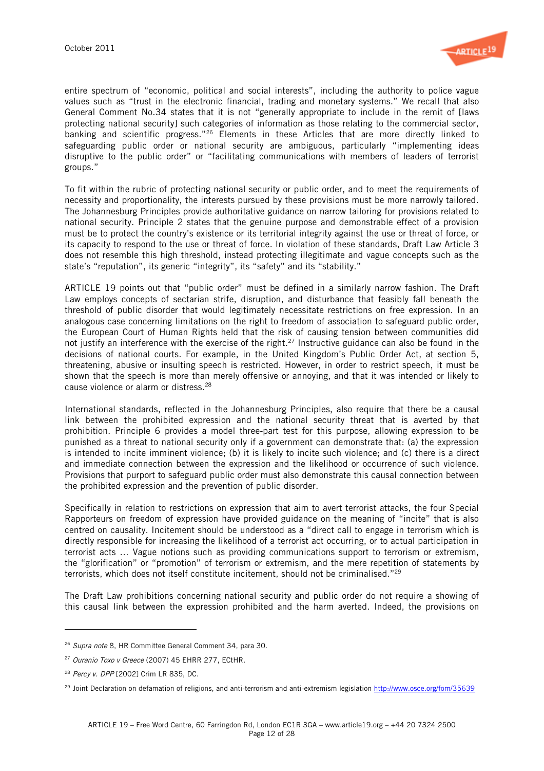entire spectrum of "economic, political and social interests", including the authority to police vague values such as "trust in the electronic financial, trading and monetary systems." We recall that also General Comment No.34 states that it is not "generally appropriate to include in the remit of [laws protecting national security] such categories of information as those relating to the commercial sector, banking and scientific progress."[26] Elements in these Articles that are more directly linked to safeguarding public order or national security are ambiguous, particularly "implementing ideas disruptive to the public order" or "facilitating communications with members of leaders of terrorist groups."

To fit within the rubric of protecting national security or public order, and to meet the requirements of necessity and proportionality, the interests pursued by these provisions must be more narrowly tailored. The Johannesburg Principles provide authoritative guidance on narrow tailoring for provisions related to national security. Principle 2 states that the genuine purpose and demonstrable effect of a provision must be to protect the country's existence or its territorial integrity against the use or threat of force, or its capacity to respond to the use or threat of force. In violation of these standards, Draft Law Article 3 does not resemble this high threshold, instead protecting illegitimate and vague concepts such as the state's "reputation", its generic "integrity", its "safety" and its "stability."

ARTICLE 19 points out that "public order" must be defined in a similarly narrow fashion. The Draft Law employs concepts of sectarian strife, disruption, and disturbance that feasibly fall beneath the threshold of public disorder that would legitimately necessitate restrictions on free expression. In an analogous case concerning limitations on the right to freedom of association to safeguard public order, the European Court of Human Rights held that the risk of causing tension between communities did not justify an interference with the exercise of the right.[27] Instructive guidance can also be found in the decisions of national courts. For example, in the United Kingdom's Public Order Act, at section 5, threatening, abusive or insulting speech is restricted. However, in order to restrict speech, it must be shown that the speech is more than merely offensive or annoying, and that it was intended or likely to cause violence or alarm or distress.[28]

International standards, reflected in the Johannesburg Principles, also require that there be a causal link between the prohibited expression and the national security threat that is averted by that prohibition. Principle 6 provides a model three-part test for this purpose, allowing expression to be punished as a threat to national security only if a government can demonstrate that: (a) the expression is intended to incite imminent violence; (b) it is likely to incite such violence; and (c) there is a direct and immediate connection between the expression and the likelihood or occurrence of such violence. Provisions that purport to safeguard public order must also demonstrate this causal connection between the prohibited expression and the prevention of public disorder.

Specifically in relation to restrictions on expression that aim to avert terrorist attacks, the four Special Rapporteurs on freedom of expression have provided guidance on the meaning of "incite" that is also centred on causality. Incitement should be understood as a "direct call to engage in terrorism which is directly responsible for increasing the likelihood of a terrorist act occurring, or to actual participation in terrorist acts … Vague notions such as providing communications support to terrorism or extremism, the "glorification" or "promotion" of terrorism or extremism, and the mere repetition of statements by terrorists, which does not itself constitute incitement, should not be criminalised."[29]

The Draft Law prohibitions concerning national security and public order do not require a showing of this causal link between the expression prohibited and the harm averted. Indeed, the provisions on

---

[26] *Supra note* 8, HR Committee General Comment 34, para 30.

[27] *Ouranio Toxo v Greece* (2007) 45 EHRR 277, ECtHR.

[28] *Percy v. DPP* [2002] Crim LR 835, DC.

[29] Joint Declaration on defamation of religions, and anti-terrorism and anti-extremism legislation http://www.osce.org/fom/35639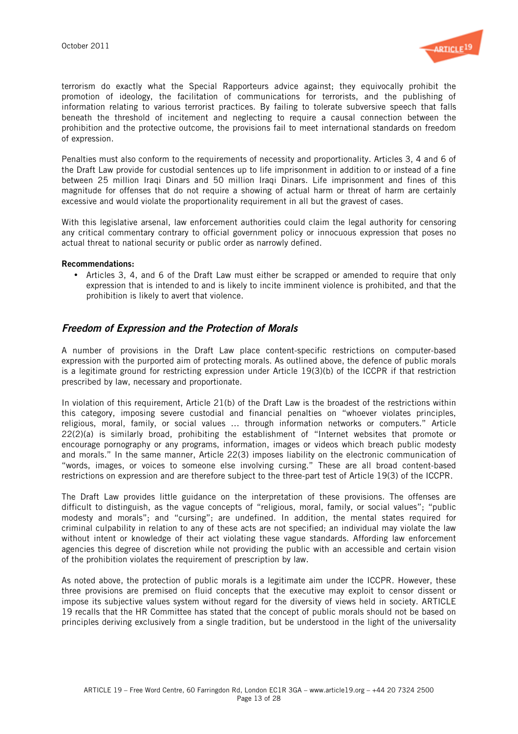terrorism do exactly what the Special Rapporteurs advice against; they equivocally prohibit the promotion of ideology, the facilitation of communications for terrorists, and the publishing of information relating to various terrorist practices. By failing to tolerate subversive speech that falls beneath the threshold of incitement and neglecting to require a causal connection between the prohibition and the protective outcome, the provisions fail to meet international standards on freedom of expression.

Penalties must also conform to the requirements of necessity and proportionality. Articles 3, 4 and 6 of the Draft Law provide for custodial sentences up to life imprisonment in addition to or instead of a fine between 25 million Iraqi Dinars and 50 million Iraqi Dinars. Life imprisonment and fines of this magnitude for offenses that do not require a showing of actual harm or threat of harm are certainly excessive and would violate the proportionality requirement in all but the gravest of cases.

With this legislative arsenal, law enforcement authorities could claim the legal authority for censoring any critical commentary contrary to official government policy or innocuous expression that poses no actual threat to national security or public order as narrowly defined.

**Recommendations:**

- Articles 3, 4, and 6 of the Draft Law must either be scrapped or amended to require that only expression that is intended to and is likely to incite imminent violence is prohibited, and that the prohibition is likely to avert that violence.

## *Freedom of Expression and the Protection of Morals*

A number of provisions in the Draft Law place content-specific restrictions on computer-based expression with the purported aim of protecting morals. As outlined above, the defence of public morals is a legitimate ground for restricting expression under Article 19(3)(b) of the ICCPR if that restriction prescribed by law, necessary and proportionate.

In violation of this requirement, Article 21(b) of the Draft Law is the broadest of the restrictions within this category, imposing severe custodial and financial penalties on "whoever violates principles, religious, moral, family, or social values … through information networks or computers." Article 22(2)(a) is similarly broad, prohibiting the establishment of "Internet websites that promote or encourage pornography or any programs, information, images or videos which breach public modesty and morals." In the same manner, Article 22(3) imposes liability on the electronic communication of "words, images, or voices to someone else involving cursing." These are all broad content-based restrictions on expression and are therefore subject to the three-part test of Article 19(3) of the ICCPR.

The Draft Law provides little guidance on the interpretation of these provisions. The offenses are difficult to distinguish, as the vague concepts of "religious, moral, family, or social values"; "public modesty and morals"; and "cursing"; are undefined. In addition, the mental states required for criminal culpability in relation to any of these acts are not specified; an individual may violate the law without intent or knowledge of their act violating these vague standards. Affording law enforcement agencies this degree of discretion while not providing the public with an accessible and certain vision of the prohibition violates the requirement of prescription by law.

As noted above, the protection of public morals is a legitimate aim under the ICCPR. However, these three provisions are premised on fluid concepts that the executive may exploit to censor dissent or impose its subjective values system without regard for the diversity of views held in society. ARTICLE 19 recalls that the HR Committee has stated that the concept of public morals should not be based on principles deriving exclusively from a single tradition, but be understood in the light of the universality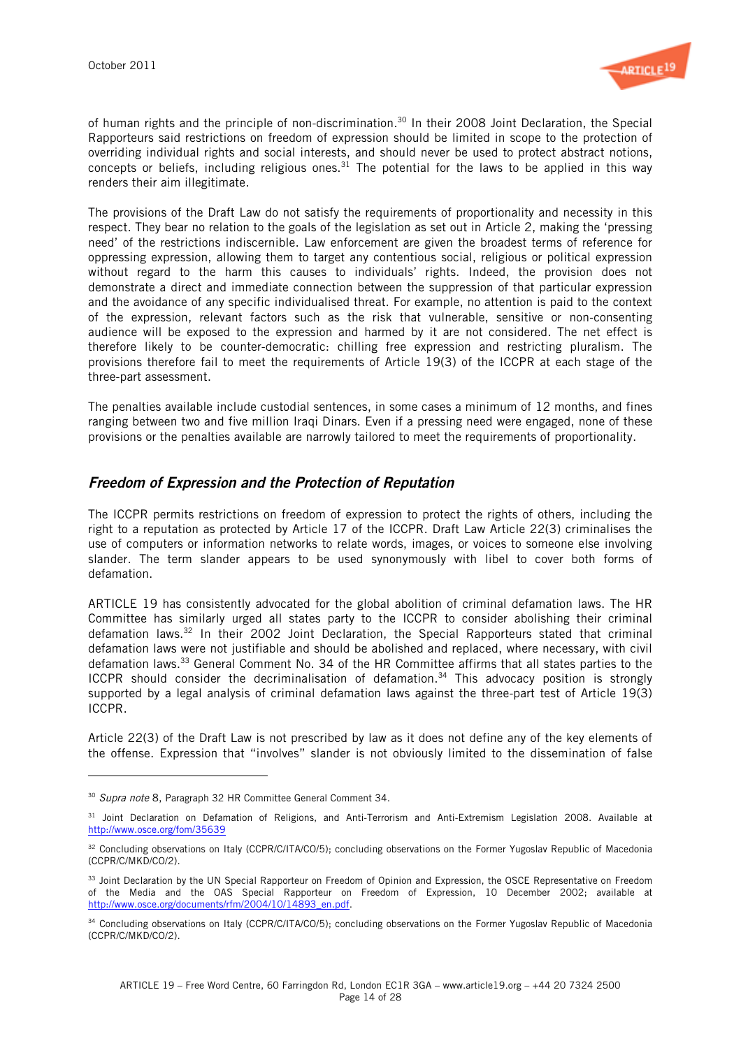of human rights and the principle of non-discrimination.[30] In their 2008 Joint Declaration, the Special Rapporteurs said restrictions on freedom of expression should be limited in scope to the protection of overriding individual rights and social interests, and should never be used to protect abstract notions, concepts or beliefs, including religious ones.[31] The potential for the laws to be applied in this way renders their aim illegitimate.

The provisions of the Draft Law do not satisfy the requirements of proportionality and necessity in this respect. They bear no relation to the goals of the legislation as set out in Article 2, making the 'pressing need' of the restrictions indiscernible. Law enforcement are given the broadest terms of reference for oppressing expression, allowing them to target any contentious social, religious or political expression without regard to the harm this causes to individuals' rights. Indeed, the provision does not demonstrate a direct and immediate connection between the suppression of that particular expression and the avoidance of any specific individualised threat. For example, no attention is paid to the context of the expression, relevant factors such as the risk that vulnerable, sensitive or non-consenting audience will be exposed to the expression and harmed by it are not considered. The net effect is therefore likely to be counter-democratic: chilling free expression and restricting pluralism. The provisions therefore fail to meet the requirements of Article 19(3) of the ICCPR at each stage of the three-part assessment.

The penalties available include custodial sentences, in some cases a minimum of 12 months, and fines ranging between two and five million Iraqi Dinars. Even if a pressing need were engaged, none of these provisions or the penalties available are narrowly tailored to meet the requirements of proportionality.

## *Freedom of Expression and the Protection of Reputation*

The ICCPR permits restrictions on freedom of expression to protect the rights of others, including the right to a reputation as protected by Article 17 of the ICCPR. Draft Law Article 22(3) criminalises the use of computers or information networks to relate words, images, or voices to someone else involving slander. The term slander appears to be used synonymously with libel to cover both forms of defamation.

ARTICLE 19 has consistently advocated for the global abolition of criminal defamation laws. The HR Committee has similarly urged all states party to the ICCPR to consider abolishing their criminal defamation laws.[32] In their 2002 Joint Declaration, the Special Rapporteurs stated that criminal defamation laws were not justifiable and should be abolished and replaced, where necessary, with civil defamation laws.[33] General Comment No. 34 of the HR Committee affirms that all states parties to the ICCPR should consider the decriminalisation of defamation.[34] This advocacy position is strongly supported by a legal analysis of criminal defamation laws against the three-part test of Article 19(3) ICCPR.

Article 22(3) of the Draft Law is not prescribed by law as it does not define any of the key elements of the offense. Expression that "involves" slander is not obviously limited to the dissemination of false

---

[30] *Supra note* 8, Paragraph 32 HR Committee General Comment 34.

[31] Joint Declaration on Defamation of Religions, and Anti-Terrorism and Anti-Extremism Legislation 2008. Available at http://www.osce.org/fom/35639

[32] Concluding observations on Italy (CCPR/C/ITA/CO/5); concluding observations on the Former Yugoslav Republic of Macedonia (CCPR/C/MKD/CO/2).

[33] Joint Declaration by the UN Special Rapporteur on Freedom of Opinion and Expression, the OSCE Representative on Freedom of the Media and the OAS Special Rapporteur on Freedom of Expression, 10 December 2002; available at http://www.osce.org/documents/rfm/2004/10/14893_en.pdf.

[34] Concluding observations on Italy (CCPR/C/ITA/CO/5); concluding observations on the Former Yugoslav Republic of Macedonia (CCPR/C/MKD/CO/2).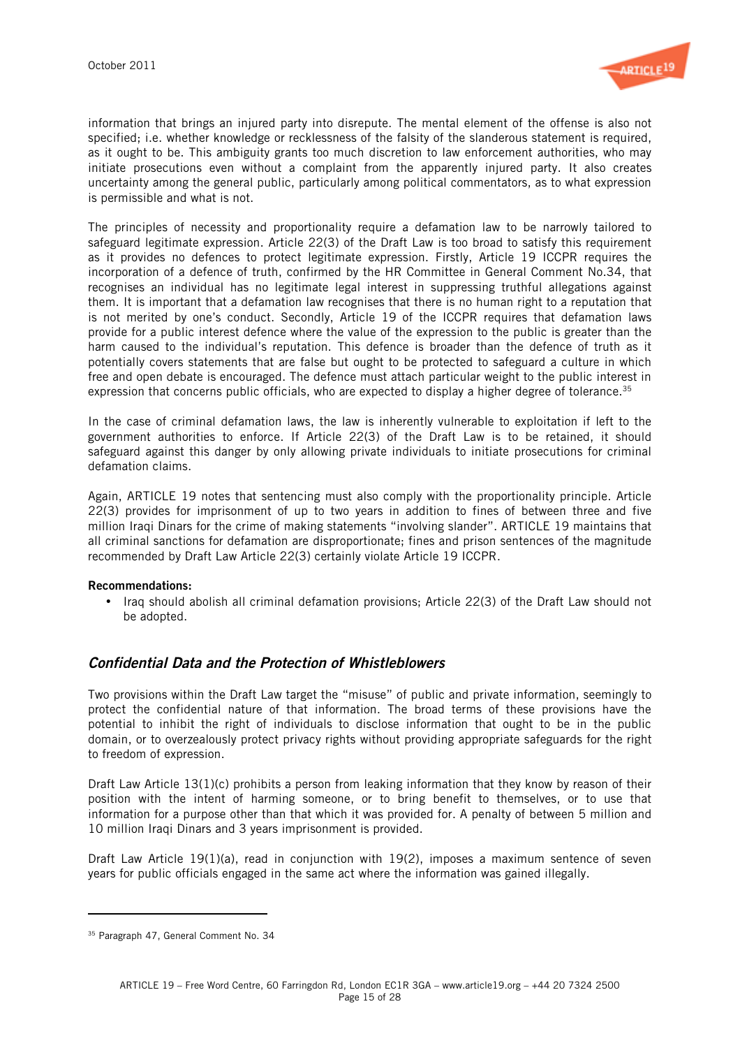information that brings an injured party into disrepute. The mental element of the offense is also not specified; i.e. whether knowledge or recklessness of the falsity of the slanderous statement is required, as it ought to be. This ambiguity grants too much discretion to law enforcement authorities, who may initiate prosecutions even without a complaint from the apparently injured party. It also creates uncertainty among the general public, particularly among political commentators, as to what expression is permissible and what is not.

The principles of necessity and proportionality require a defamation law to be narrowly tailored to safeguard legitimate expression. Article 22(3) of the Draft Law is too broad to satisfy this requirement as it provides no defences to protect legitimate expression. Firstly, Article 19 ICCPR requires the incorporation of a defence of truth, confirmed by the HR Committee in General Comment No.34, that recognises an individual has no legitimate legal interest in suppressing truthful allegations against them. It is important that a defamation law recognises that there is no human right to a reputation that is not merited by one's conduct. Secondly, Article 19 of the ICCPR requires that defamation laws provide for a public interest defence where the value of the expression to the public is greater than the harm caused to the individual's reputation. This defence is broader than the defence of truth as it potentially covers statements that are false but ought to be protected to safeguard a culture in which free and open debate is encouraged. The defence must attach particular weight to the public interest in expression that concerns public officials, who are expected to display a higher degree of tolerance.[35]

In the case of criminal defamation laws, the law is inherently vulnerable to exploitation if left to the government authorities to enforce. If Article 22(3) of the Draft Law is to be retained, it should safeguard against this danger by only allowing private individuals to initiate prosecutions for criminal defamation claims.

Again, ARTICLE 19 notes that sentencing must also comply with the proportionality principle. Article 22(3) provides for imprisonment of up to two years in addition to fines of between three and five million Iraqi Dinars for the crime of making statements "involving slander". ARTICLE 19 maintains that all criminal sanctions for defamation are disproportionate; fines and prison sentences of the magnitude recommended by Draft Law Article 22(3) certainly violate Article 19 ICCPR.

**Recommendations:**

- Iraq should abolish all criminal defamation provisions; Article 22(3) of the Draft Law should not be adopted.

## *Confidential Data and the Protection of Whistleblowers*

Two provisions within the Draft Law target the "misuse" of public and private information, seemingly to protect the confidential nature of that information. The broad terms of these provisions have the potential to inhibit the right of individuals to disclose information that ought to be in the public domain, or to overzealously protect privacy rights without providing appropriate safeguards for the right to freedom of expression.

Draft Law Article 13(1)(c) prohibits a person from leaking information that they know by reason of their position with the intent of harming someone, or to bring benefit to themselves, or to use that information for a purpose other than that which it was provided for. A penalty of between 5 million and 10 million Iraqi Dinars and 3 years imprisonment is provided.

Draft Law Article 19(1)(a), read in conjunction with 19(2), imposes a maximum sentence of seven years for public officials engaged in the same act where the information was gained illegally.

---

[35] Paragraph 47, General Comment No. 34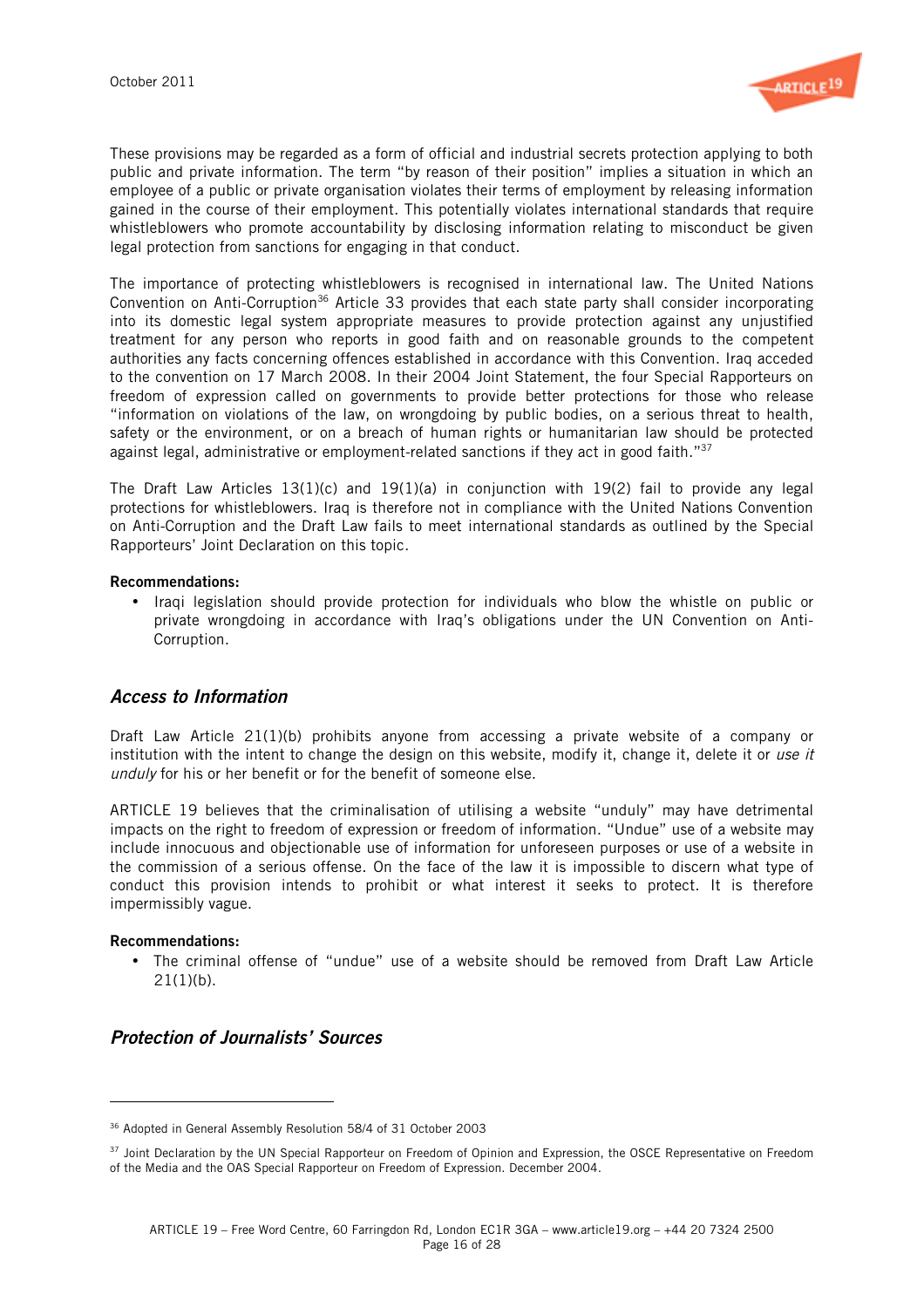These provisions may be regarded as a form of official and industrial secrets protection applying to both public and private information. The term "by reason of their position" implies a situation in which an employee of a public or private organisation violates their terms of employment by releasing information gained in the course of their employment. This potentially violates international standards that require whistleblowers who promote accountability by disclosing information relating to misconduct be given legal protection from sanctions for engaging in that conduct.

The importance of protecting whistleblowers is recognised in international law. The United Nations Convention on Anti-Corruption[36] Article 33 provides that each state party shall consider incorporating into its domestic legal system appropriate measures to provide protection against any unjustified treatment for any person who reports in good faith and on reasonable grounds to the competent authorities any facts concerning offences established in accordance with this Convention. Iraq acceded to the convention on 17 March 2008. In their 2004 Joint Statement, the four Special Rapporteurs on freedom of expression called on governments to provide better protections for those who release "information on violations of the law, on wrongdoing by public bodies, on a serious threat to health, safety or the environment, or on a breach of human rights or humanitarian law should be protected against legal, administrative or employment-related sanctions if they act in good faith."[37]

The Draft Law Articles 13(1)(c) and 19(1)(a) in conjunction with 19(2) fail to provide any legal protections for whistleblowers. Iraq is therefore not in compliance with the United Nations Convention on Anti-Corruption and the Draft Law fails to meet international standards as outlined by the Special Rapporteurs' Joint Declaration on this topic.

**Recommendations:**

- Iraqi legislation should provide protection for individuals who blow the whistle on public or private wrongdoing in accordance with Iraq's obligations under the UN Convention on Anti-Corruption.

## *Access to Information*

Draft Law Article 21(1)(b) prohibits anyone from accessing a private website of a company or institution with the intent to change the design on this website, modify it, change it, delete it or *use it unduly* for his or her benefit or for the benefit of someone else.

ARTICLE 19 believes that the criminalisation of utilising a website "unduly" may have detrimental impacts on the right to freedom of expression or freedom of information. "Undue" use of a website may include innocuous and objectionable use of information for unforeseen purposes or use of a website in the commission of a serious offense. On the face of the law it is impossible to discern what type of conduct this provision intends to prohibit or what interest it seeks to protect. It is therefore impermissibly vague.

**Recommendations:**

- The criminal offense of "undue" use of a website should be removed from Draft Law Article 21(1)(b).

## *Protection of Journalists' Sources*

---

[36] Adopted in General Assembly Resolution 58/4 of 31 October 2003

[37] Joint Declaration by the UN Special Rapporteur on Freedom of Opinion and Expression, the OSCE Representative on Freedom of the Media and the OAS Special Rapporteur on Freedom of Expression. December 2004.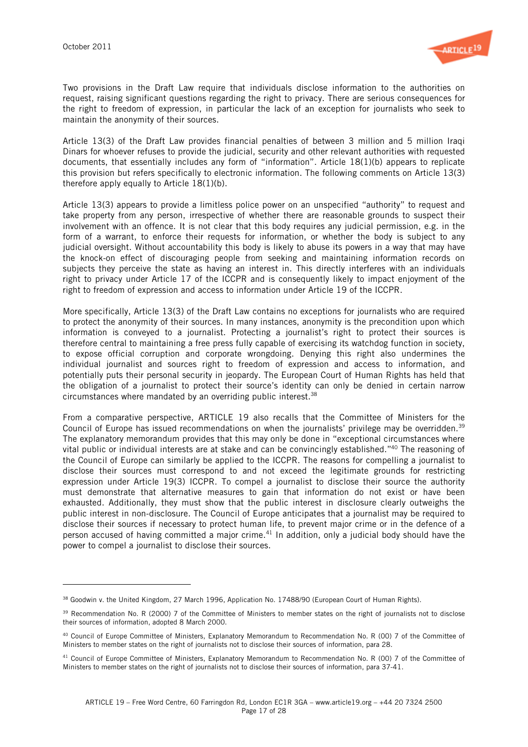Two provisions in the Draft Law require that individuals disclose information to the authorities on request, raising significant questions regarding the right to privacy. There are serious consequences for the right to freedom of expression, in particular the lack of an exception for journalists who seek to maintain the anonymity of their sources.

Article 13(3) of the Draft Law provides financial penalties of between 3 million and 5 million Iraqi Dinars for whoever refuses to provide the judicial, security and other relevant authorities with requested documents, that essentially includes any form of "information". Article 18(1)(b) appears to replicate this provision but refers specifically to electronic information. The following comments on Article 13(3) therefore apply equally to Article 18(1)(b).

Article 13(3) appears to provide a limitless police power on an unspecified "authority" to request and take property from any person, irrespective of whether there are reasonable grounds to suspect their involvement with an offence. It is not clear that this body requires any judicial permission, e.g. in the form of a warrant, to enforce their requests for information, or whether the body is subject to any judicial oversight. Without accountability this body is likely to abuse its powers in a way that may have the knock-on effect of discouraging people from seeking and maintaining information records on subjects they perceive the state as having an interest in. This directly interferes with an individuals right to privacy under Article 17 of the ICCPR and is consequently likely to impact enjoyment of the right to freedom of expression and access to information under Article 19 of the ICCPR.

More specifically, Article 13(3) of the Draft Law contains no exceptions for journalists who are required to protect the anonymity of their sources. In many instances, anonymity is the precondition upon which information is conveyed to a journalist. Protecting a journalist's right to protect their sources is therefore central to maintaining a free press fully capable of exercising its watchdog function in society, to expose official corruption and corporate wrongdoing. Denying this right also undermines the individual journalist and sources right to freedom of expression and access to information, and potentially puts their personal security in jeopardy. The European Court of Human Rights has held that the obligation of a journalist to protect their source's identity can only be denied in certain narrow circumstances where mandated by an overriding public interest.[38]

From a comparative perspective, ARTICLE 19 also recalls that the Committee of Ministers for the Council of Europe has issued recommendations on when the journalists' privilege may be overridden.[39] The explanatory memorandum provides that this may only be done in "exceptional circumstances where vital public or individual interests are at stake and can be convincingly established."[40] The reasoning of the Council of Europe can similarly be applied to the ICCPR. The reasons for compelling a journalist to disclose their sources must correspond to and not exceed the legitimate grounds for restricting expression under Article 19(3) ICCPR. To compel a journalist to disclose their source the authority must demonstrate that alternative measures to gain that information do not exist or have been exhausted. Additionally, they must show that the public interest in disclosure clearly outweighs the public interest in non-disclosure. The Council of Europe anticipates that a journalist may be required to disclose their sources if necessary to protect human life, to prevent major crime or in the defence of a person accused of having committed a major crime.[41] In addition, only a judicial body should have the power to compel a journalist to disclose their sources.

---

[38] Goodwin v. the United Kingdom, 27 March 1996, Application No. 17488/90 (European Court of Human Rights).

[39] Recommendation No. R (2000) 7 of the Committee of Ministers to member states on the right of journalists not to disclose their sources of information, adopted 8 March 2000.

[40] Council of Europe Committee of Ministers, Explanatory Memorandum to Recommendation No. R (00) 7 of the Committee of Ministers to member states on the right of journalists not to disclose their sources of information, para 28.

[41] Council of Europe Committee of Ministers, Explanatory Memorandum to Recommendation No. R (00) 7 of the Committee of Ministers to member states on the right of journalists not to disclose their sources of information, para 37-41.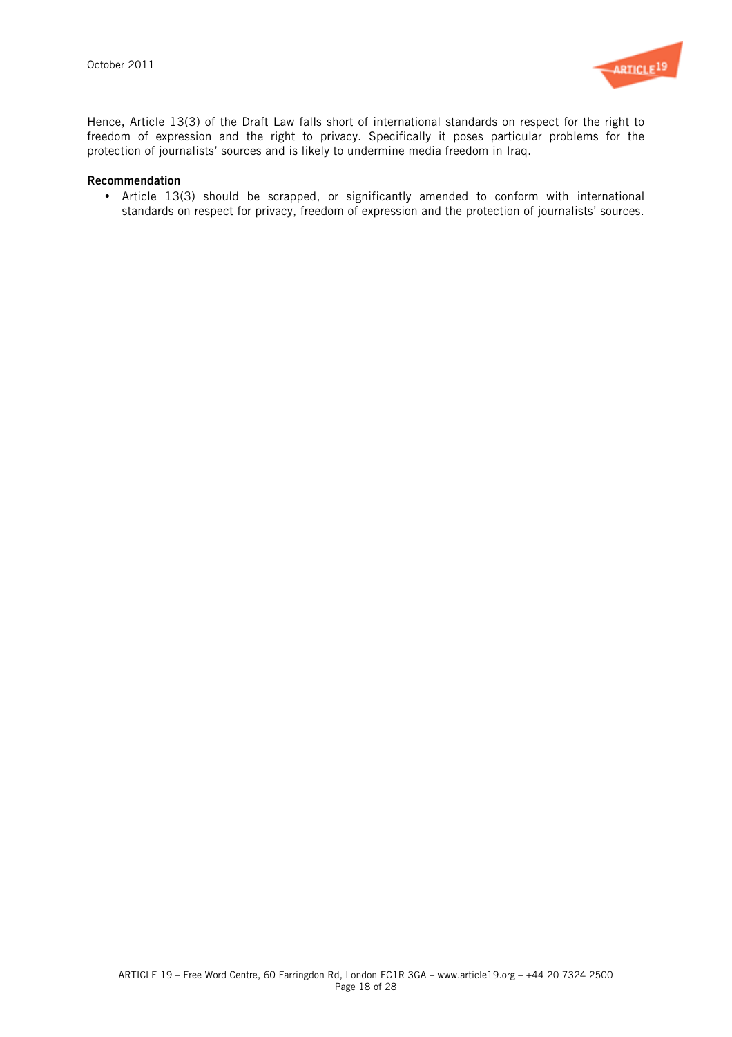Hence, Article 13(3) of the Draft Law falls short of international standards on respect for the right to freedom of expression and the right to privacy. Specifically it poses particular problems for the protection of journalists' sources and is likely to undermine media freedom in Iraq.

**Recommendation**

- Article 13(3) should be scrapped, or significantly amended to conform with international standards on respect for privacy, freedom of expression and the protection of journalists' sources.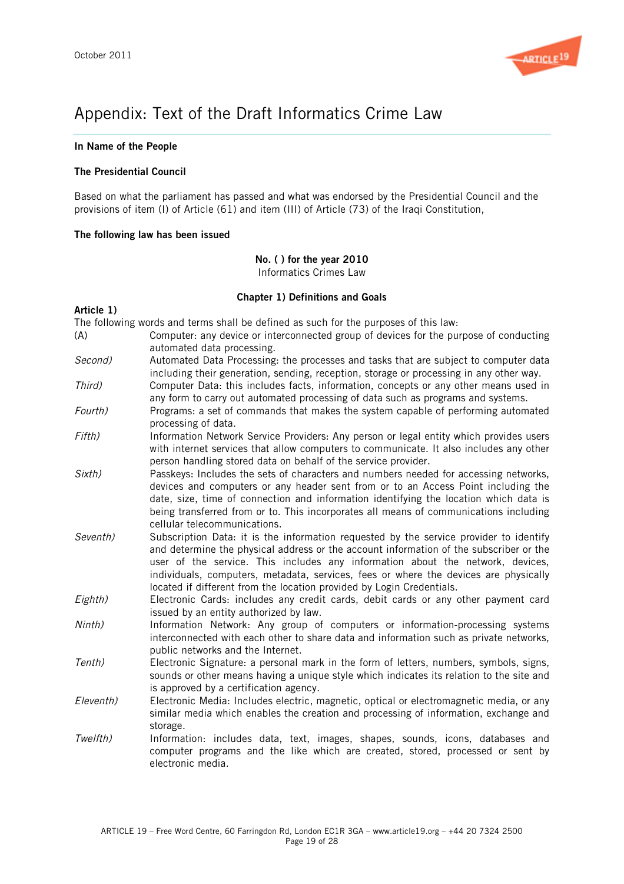# Appendix: Text of the Draft Informatics Crime Law

**In Name of the People**

**The Presidential Council**

Based on what the parliament has passed and what was endorsed by the Presidential Council and the provisions of item (I) of Article (61) and item (III) of Article (73) of the Iraqi Constitution,

**The following law has been issued**

**No. ( ) for the year 2010**
Informatics Crimes Law

**Chapter 1) Definitions and Goals**

**Article 1)**

The following words and terms shall be defined as such for the purposes of this law:

(A) Computer: any device or interconnected group of devices for the purpose of conducting automated data processing.

*Second)* Automated Data Processing: the processes and tasks that are subject to computer data including their generation, sending, reception, storage or processing in any other way.

*Third)* Computer Data: this includes facts, information, concepts or any other means used in any form to carry out automated processing of data such as programs and systems.

*Fourth)* Programs: a set of commands that makes the system capable of performing automated processing of data.

*Fifth)* Information Network Service Providers: Any person or legal entity which provides users with internet services that allow computers to communicate. It also includes any other person handling stored data on behalf of the service provider.

*Sixth)* Passkeys: Includes the sets of characters and numbers needed for accessing networks, devices and computers or any header sent from or to an Access Point including the date, size, time of connection and information identifying the location which data is being transferred from or to. This incorporates all means of communications including cellular telecommunications.

*Seventh)* Subscription Data: it is the information requested by the service provider to identify and determine the physical address or the account information of the subscriber or the user of the service. This includes any information about the network, devices, individuals, computers, metadata, services, fees or where the devices are physically located if different from the location provided by Login Credentials.

*Eighth)* Electronic Cards: includes any credit cards, debit cards or any other payment card issued by an entity authorized by law.

*Ninth)* Information Network: Any group of computers or information-processing systems interconnected with each other to share data and information such as private networks, public networks and the Internet.

*Tenth)* Electronic Signature: a personal mark in the form of letters, numbers, symbols, signs, sounds or other means having a unique style which indicates its relation to the site and is approved by a certification agency.

*Eleventh)* Electronic Media: Includes electric, magnetic, optical or electromagnetic media, or any similar media which enables the creation and processing of information, exchange and storage.

*Twelfth)* Information: includes data, text, images, shapes, sounds, icons, databases and computer programs and the like which are created, stored, processed or sent by electronic media.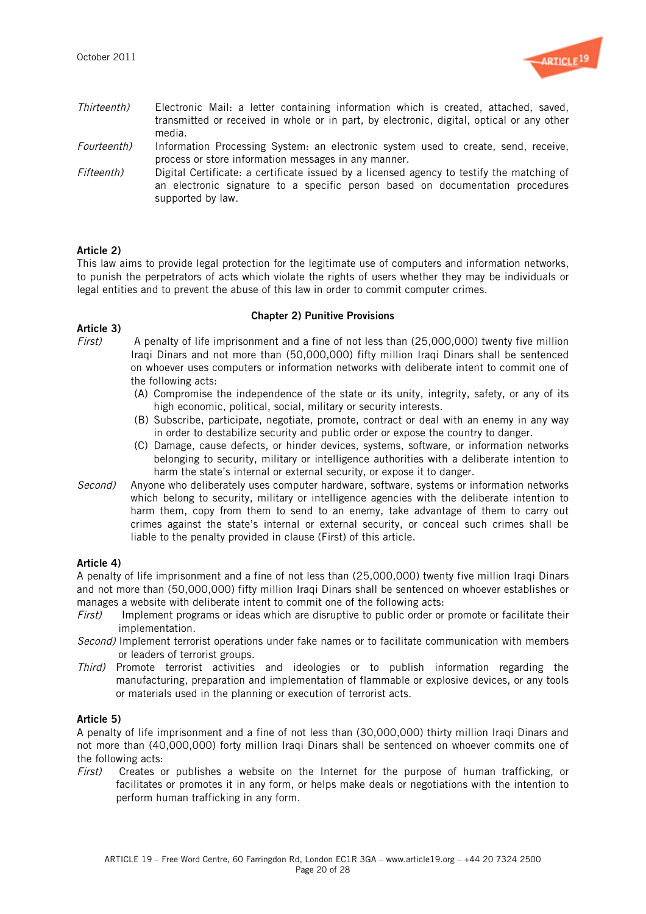*Thirteenth)* Electronic Mail: a letter containing information which is created, attached, saved, transmitted or received in whole or in part, by electronic, digital, optical or any other media.

*Fourteenth)* Information Processing System: an electronic system used to create, send, receive, process or store information messages in any manner.

*Fifteenth)* Digital Certificate: a certificate issued by a licensed agency to testify the matching of an electronic signature to a specific person based on documentation procedures supported by law.

**Article 2)**

This law aims to provide legal protection for the legitimate use of computers and information networks, to punish the perpetrators of acts which violate the rights of users whether they may be individuals or legal entities and to prevent the abuse of this law in order to commit computer crimes.

**Chapter 2) Punitive Provisions**

**Article 3)**

*First)* A penalty of life imprisonment and a fine of not less than (25,000,000) twenty five million Iraqi Dinars and not more than (50,000,000) fifty million Iraqi Dinars shall be sentenced on whoever uses computers or information networks with deliberate intent to commit one of the following acts:

(A) Compromise the independence of the state or its unity, integrity, safety, or any of its high economic, political, social, military or security interests.

(B) Subscribe, participate, negotiate, promote, contract or deal with an enemy in any way in order to destabilize security and public order or expose the country to danger.

(C) Damage, cause defects, or hinder devices, systems, software, or information networks belonging to security, military or intelligence authorities with a deliberate intention to harm the state's internal or external security, or expose it to danger.

*Second)* Anyone who deliberately uses computer hardware, software, systems or information networks which belong to security, military or intelligence agencies with the deliberate intention to harm them, copy from them to send to an enemy, take advantage of them to carry out crimes against the state's internal or external security, or conceal such crimes shall be liable to the penalty provided in clause (First) of this article.

**Article 4)**

A penalty of life imprisonment and a fine of not less than (25,000,000) twenty five million Iraqi Dinars and not more than (50,000,000) fifty million Iraqi Dinars shall be sentenced on whoever establishes or manages a website with deliberate intent to commit one of the following acts:

*First)* Implement programs or ideas which are disruptive to public order or promote or facilitate their implementation.

*Second)* Implement terrorist operations under fake names or to facilitate communication with members or leaders of terrorist groups.

*Third)* Promote terrorist activities and ideologies or to publish information regarding the manufacturing, preparation and implementation of flammable or explosive devices, or any tools or materials used in the planning or execution of terrorist acts.

**Article 5)**

A penalty of life imprisonment and a fine of not less than (30,000,000) thirty million Iraqi Dinars and not more than (40,000,000) forty million Iraqi Dinars shall be sentenced on whoever commits one of the following acts:

*First)* Creates or publishes a website on the Internet for the purpose of human trafficking, or facilitates or promotes it in any form, or helps make deals or negotiations with the intention to perform human trafficking in any form.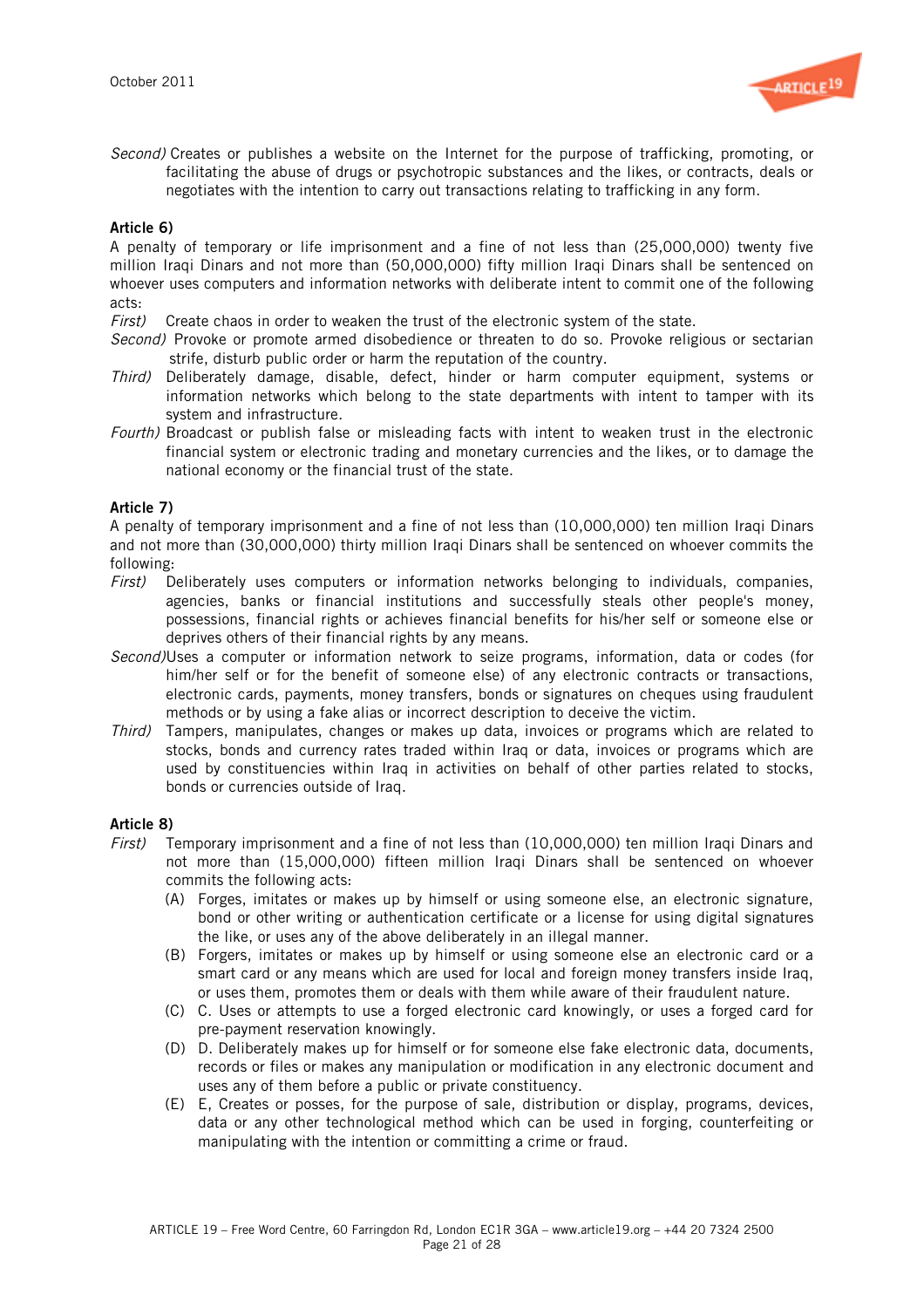*Second)* Creates or publishes a website on the Internet for the purpose of trafficking, promoting, or facilitating the abuse of drugs or psychotropic substances and the likes, or contracts, deals or negotiates with the intention to carry out transactions relating to trafficking in any form.

**Article 6)**

A penalty of temporary or life imprisonment and a fine of not less than (25,000,000) twenty five million Iraqi Dinars and not more than (50,000,000) fifty million Iraqi Dinars shall be sentenced on whoever uses computers and information networks with deliberate intent to commit one of the following acts:

*First)* Create chaos in order to weaken the trust of the electronic system of the state.

*Second)* Provoke or promote armed disobedience or threaten to do so. Provoke religious or sectarian strife, disturb public order or harm the reputation of the country.

*Third)* Deliberately damage, disable, defect, hinder or harm computer equipment, systems or information networks which belong to the state departments with intent to tamper with its system and infrastructure.

*Fourth)* Broadcast or publish false or misleading facts with intent to weaken trust in the electronic financial system or electronic trading and monetary currencies and the likes, or to damage the national economy or the financial trust of the state.

**Article 7)**

A penalty of temporary imprisonment and a fine of not less than (10,000,000) ten million Iraqi Dinars and not more than (30,000,000) thirty million Iraqi Dinars shall be sentenced on whoever commits the following:

*First)* Deliberately uses computers or information networks belonging to individuals, companies, agencies, banks or financial institutions and successfully steals other people's money, possessions, financial rights or achieves financial benefits for his/her self or someone else or deprives others of their financial rights by any means.

*Second)* Uses a computer or information network to seize programs, information, data or codes (for him/her self or for the benefit of someone else) of any electronic contracts or transactions, electronic cards, payments, money transfers, bonds or signatures on cheques using fraudulent methods or by using a fake alias or incorrect description to deceive the victim.

*Third)* Tampers, manipulates, changes or makes up data, invoices or programs which are related to stocks, bonds and currency rates traded within Iraq or data, invoices or programs which are used by constituencies within Iraq in activities on behalf of other parties related to stocks, bonds or currencies outside of Iraq.

**Article 8)**

*First)* Temporary imprisonment and a fine of not less than (10,000,000) ten million Iraqi Dinars and not more than (15,000,000) fifteen million Iraqi Dinars shall be sentenced on whoever commits the following acts:

(A) Forges, imitates or makes up by himself or using someone else, an electronic signature, bond or other writing or authentication certificate or a license for using digital signatures the like, or uses any of the above deliberately in an illegal manner.

(B) Forgers, imitates or makes up by himself or using someone else an electronic card or a smart card or any means which are used for local and foreign money transfers inside Iraq, or uses them, promotes them or deals with them while aware of their fraudulent nature.

(C) C. Uses or attempts to use a forged electronic card knowingly, or uses a forged card for pre-payment reservation knowingly.

(D) D. Deliberately makes up for himself or for someone else fake electronic data, documents, records or files or makes any manipulation or modification in any electronic document and uses any of them before a public or private constituency.

(E) E, Creates or posses, for the purpose of sale, distribution or display, programs, devices, data or any other technological method which can be used in forging, counterfeiting or manipulating with the intention or committing a crime or fraud.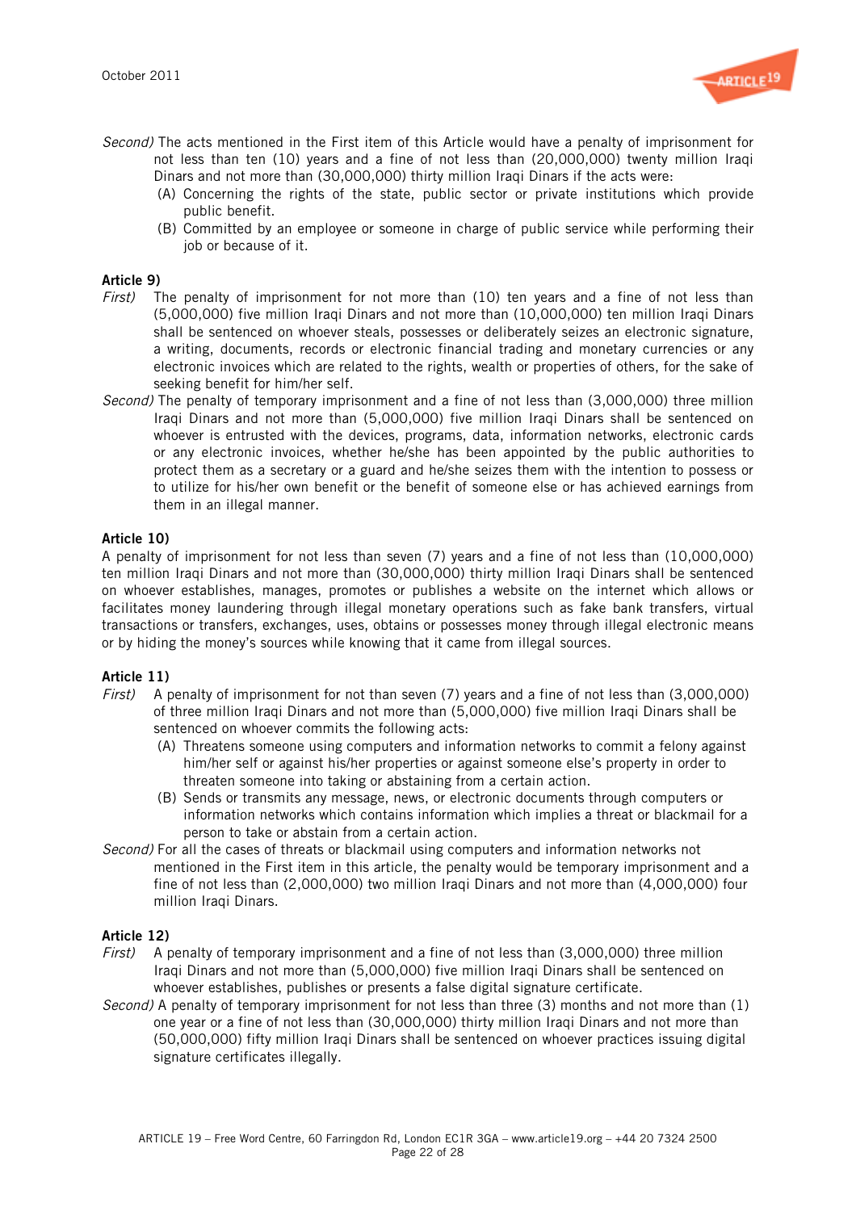*Second)* The acts mentioned in the First item of this Article would have a penalty of imprisonment for not less than ten (10) years and a fine of not less than (20,000,000) twenty million Iraqi Dinars and not more than (30,000,000) thirty million Iraqi Dinars if the acts were:

(A) Concerning the rights of the state, public sector or private institutions which provide public benefit.

(B) Committed by an employee or someone in charge of public service while performing their job or because of it.

**Article 9)**

*First)* The penalty of imprisonment for not more than (10) ten years and a fine of not less than (5,000,000) five million Iraqi Dinars and not more than (10,000,000) ten million Iraqi Dinars shall be sentenced on whoever steals, possesses or deliberately seizes an electronic signature, a writing, documents, records or electronic financial trading and monetary currencies or any electronic invoices which are related to the rights, wealth or properties of others, for the sake of seeking benefit for him/her self.

*Second)* The penalty of temporary imprisonment and a fine of not less than (3,000,000) three million Iraqi Dinars and not more than (5,000,000) five million Iraqi Dinars shall be sentenced on whoever is entrusted with the devices, programs, data, information networks, electronic cards or any electronic invoices, whether he/she has been appointed by the public authorities to protect them as a secretary or a guard and he/she seizes them with the intention to possess or to utilize for his/her own benefit or the benefit of someone else or has achieved earnings from them in an illegal manner.

**Article 10)**

A penalty of imprisonment for not less than seven (7) years and a fine of not less than (10,000,000) ten million Iraqi Dinars and not more than (30,000,000) thirty million Iraqi Dinars shall be sentenced on whoever establishes, manages, promotes or publishes a website on the internet which allows or facilitates money laundering through illegal monetary operations such as fake bank transfers, virtual transactions or transfers, exchanges, uses, obtains or possesses money through illegal electronic means or by hiding the money's sources while knowing that it came from illegal sources.

**Article 11)**

*First)* A penalty of imprisonment for not than seven (7) years and a fine of not less than (3,000,000) of three million Iraqi Dinars and not more than (5,000,000) five million Iraqi Dinars shall be sentenced on whoever commits the following acts:

(A) Threatens someone using computers and information networks to commit a felony against him/her self or against his/her properties or against someone else's property in order to threaten someone into taking or abstaining from a certain action.

(B) Sends or transmits any message, news, or electronic documents through computers or information networks which contains information which implies a threat or blackmail for a person to take or abstain from a certain action.

*Second)* For all the cases of threats or blackmail using computers and information networks not mentioned in the First item in this article, the penalty would be temporary imprisonment and a fine of not less than (2,000,000) two million Iraqi Dinars and not more than (4,000,000) four million Iraqi Dinars.

**Article 12)**

*First)* A penalty of temporary imprisonment and a fine of not less than (3,000,000) three million Iraqi Dinars and not more than (5,000,000) five million Iraqi Dinars shall be sentenced on whoever establishes, publishes or presents a false digital signature certificate.

*Second)* A penalty of temporary imprisonment for not less than three (3) months and not more than (1) one year or a fine of not less than (30,000,000) thirty million Iraqi Dinars and not more than (50,000,000) fifty million Iraqi Dinars shall be sentenced on whoever practices issuing digital signature certificates illegally.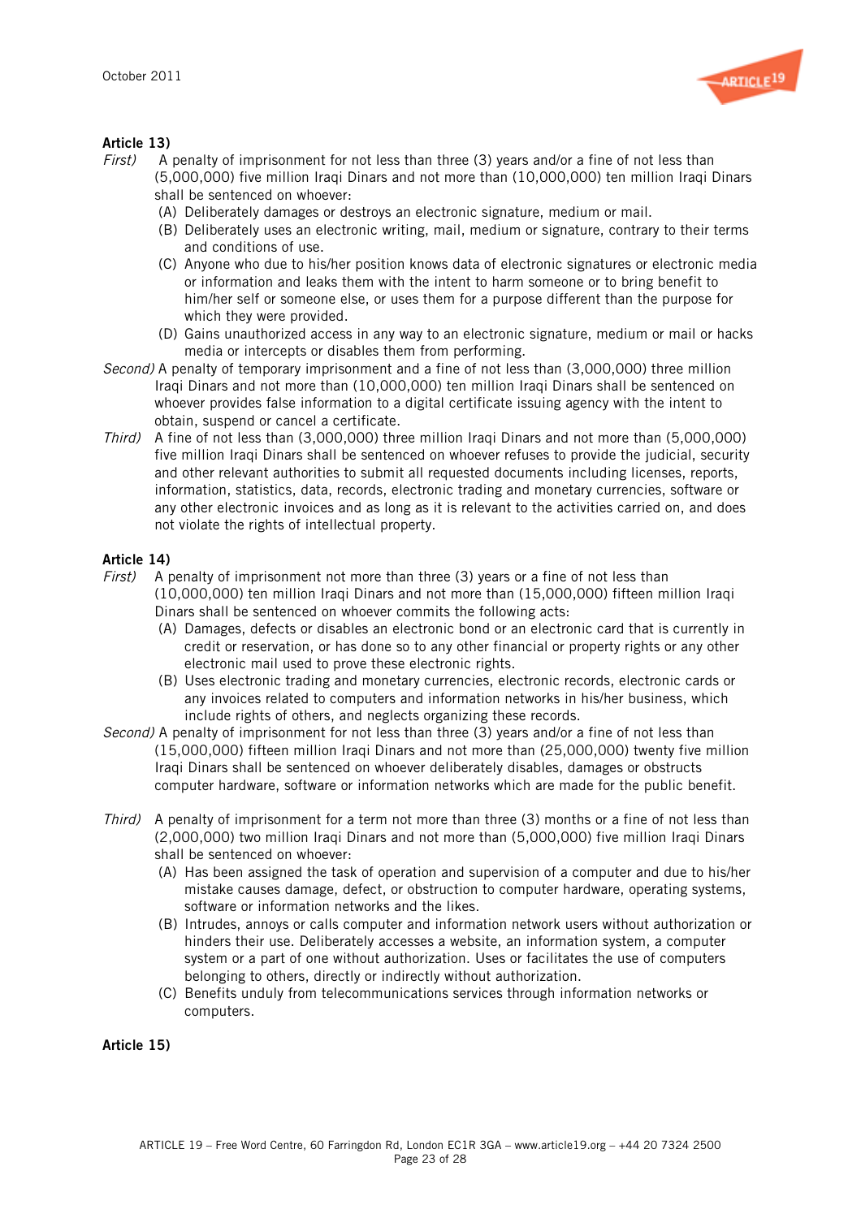**Article 13)**

*First)* A penalty of imprisonment for not less than three (3) years and/or a fine of not less than (5,000,000) five million Iraqi Dinars and not more than (10,000,000) ten million Iraqi Dinars shall be sentenced on whoever:

- (A) Deliberately damages or destroys an electronic signature, medium or mail.
- (B) Deliberately uses an electronic writing, mail, medium or signature, contrary to their terms and conditions of use.
- (C) Anyone who due to his/her position knows data of electronic signatures or electronic media or information and leaks them with the intent to harm someone or to bring benefit to him/her self or someone else, or uses them for a purpose different than the purpose for which they were provided.
- (D) Gains unauthorized access in any way to an electronic signature, medium or mail or hacks media or intercepts or disables them from performing.

*Second)* A penalty of temporary imprisonment and a fine of not less than (3,000,000) three million Iraqi Dinars and not more than (10,000,000) ten million Iraqi Dinars shall be sentenced on whoever provides false information to a digital certificate issuing agency with the intent to obtain, suspend or cancel a certificate.

*Third)* A fine of not less than (3,000,000) three million Iraqi Dinars and not more than (5,000,000) five million Iraqi Dinars shall be sentenced on whoever refuses to provide the judicial, security and other relevant authorities to submit all requested documents including licenses, reports, information, statistics, data, records, electronic trading and monetary currencies, software or any other electronic invoices and as long as it is relevant to the activities carried on, and does not violate the rights of intellectual property.

**Article 14)**

*First)* A penalty of imprisonment not more than three (3) years or a fine of not less than (10,000,000) ten million Iraqi Dinars and not more than (15,000,000) fifteen million Iraqi Dinars shall be sentenced on whoever commits the following acts:

- (A) Damages, defects or disables an electronic bond or an electronic card that is currently in credit or reservation, or has done so to any other financial or property rights or any other electronic mail used to prove these electronic rights.
- (B) Uses electronic trading and monetary currencies, electronic records, electronic cards or any invoices related to computers and information networks in his/her business, which include rights of others, and neglects organizing these records.

*Second)* A penalty of imprisonment for not less than three (3) years and/or a fine of not less than (15,000,000) fifteen million Iraqi Dinars and not more than (25,000,000) twenty five million Iraqi Dinars shall be sentenced on whoever deliberately disables, damages or obstructs computer hardware, software or information networks which are made for the public benefit.

*Third)* A penalty of imprisonment for a term not more than three (3) months or a fine of not less than (2,000,000) two million Iraqi Dinars and not more than (5,000,000) five million Iraqi Dinars shall be sentenced on whoever:

- (A) Has been assigned the task of operation and supervision of a computer and due to his/her mistake causes damage, defect, or obstruction to computer hardware, operating systems, software or information networks and the likes.
- (B) Intrudes, annoys or calls computer and information network users without authorization or hinders their use. Deliberately accesses a website, an information system, a computer system or a part of one without authorization. Uses or facilitates the use of computers belonging to others, directly or indirectly without authorization.
- (C) Benefits unduly from telecommunications services through information networks or computers.

**Article 15)**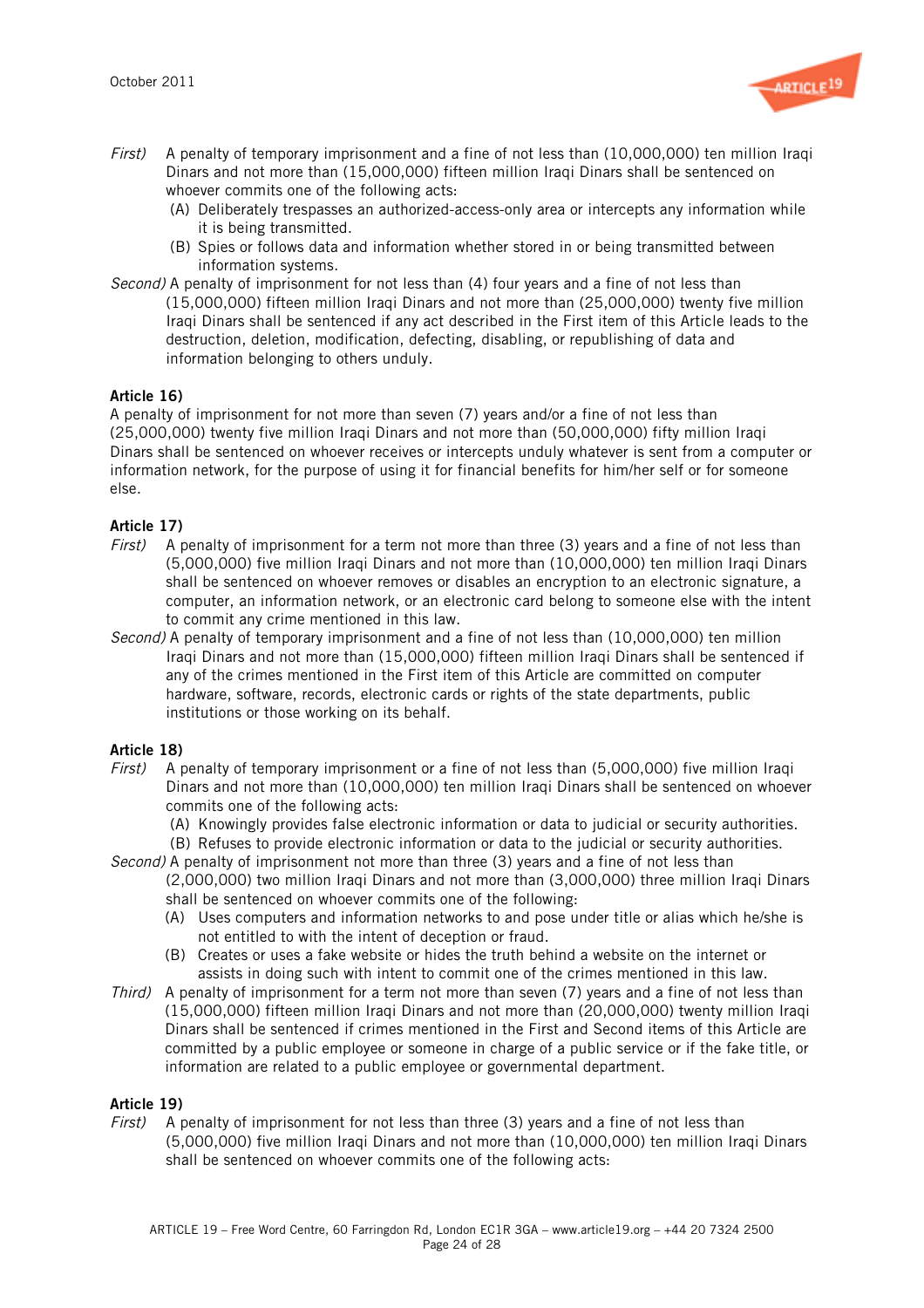*First)* A penalty of temporary imprisonment and a fine of not less than (10,000,000) ten million Iraqi Dinars and not more than (15,000,000) fifteen million Iraqi Dinars shall be sentenced on whoever commits one of the following acts:

- (A) Deliberately trespasses an authorized-access-only area or intercepts any information while it is being transmitted.
- (B) Spies or follows data and information whether stored in or being transmitted between information systems.

*Second)* A penalty of imprisonment for not less than (4) four years and a fine of not less than (15,000,000) fifteen million Iraqi Dinars and not more than (25,000,000) twenty five million Iraqi Dinars shall be sentenced if any act described in the First item of this Article leads to the destruction, deletion, modification, defecting, disabling, or republishing of data and information belonging to others unduly.

**Article 16)**

A penalty of imprisonment for not more than seven (7) years and/or a fine of not less than (25,000,000) twenty five million Iraqi Dinars and not more than (50,000,000) fifty million Iraqi Dinars shall be sentenced on whoever receives or intercepts unduly whatever is sent from a computer or information network, for the purpose of using it for financial benefits for him/her self or for someone else.

**Article 17)**

*First)* A penalty of imprisonment for a term not more than three (3) years and a fine of not less than (5,000,000) five million Iraqi Dinars and not more than (10,000,000) ten million Iraqi Dinars shall be sentenced on whoever removes or disables an encryption to an electronic signature, a computer, an information network, or an electronic card belong to someone else with the intent to commit any crime mentioned in this law.

*Second)* A penalty of temporary imprisonment and a fine of not less than (10,000,000) ten million Iraqi Dinars and not more than (15,000,000) fifteen million Iraqi Dinars shall be sentenced if any of the crimes mentioned in the First item of this Article are committed on computer hardware, software, records, electronic cards or rights of the state departments, public institutions or those working on its behalf.

**Article 18)**

*First)* A penalty of temporary imprisonment or a fine of not less than (5,000,000) five million Iraqi Dinars and not more than (10,000,000) ten million Iraqi Dinars shall be sentenced on whoever commits one of the following acts:

- (A) Knowingly provides false electronic information or data to judicial or security authorities.
- (B) Refuses to provide electronic information or data to the judicial or security authorities.

*Second)* A penalty of imprisonment not more than three (3) years and a fine of not less than (2,000,000) two million Iraqi Dinars and not more than (3,000,000) three million Iraqi Dinars shall be sentenced on whoever commits one of the following:

- (A) Uses computers and information networks to and pose under title or alias which he/she is not entitled to with the intent of deception or fraud.
- (B) Creates or uses a fake website or hides the truth behind a website on the internet or assists in doing such with intent to commit one of the crimes mentioned in this law.

*Third)* A penalty of imprisonment for a term not more than seven (7) years and a fine of not less than (15,000,000) fifteen million Iraqi Dinars and not more than (20,000,000) twenty million Iraqi Dinars shall be sentenced if crimes mentioned in the First and Second items of this Article are committed by a public employee or someone in charge of a public service or if the fake title, or information are related to a public employee or governmental department.

**Article 19)**

*First)* A penalty of imprisonment for not less than three (3) years and a fine of not less than (5,000,000) five million Iraqi Dinars and not more than (10,000,000) ten million Iraqi Dinars shall be sentenced on whoever commits one of the following acts: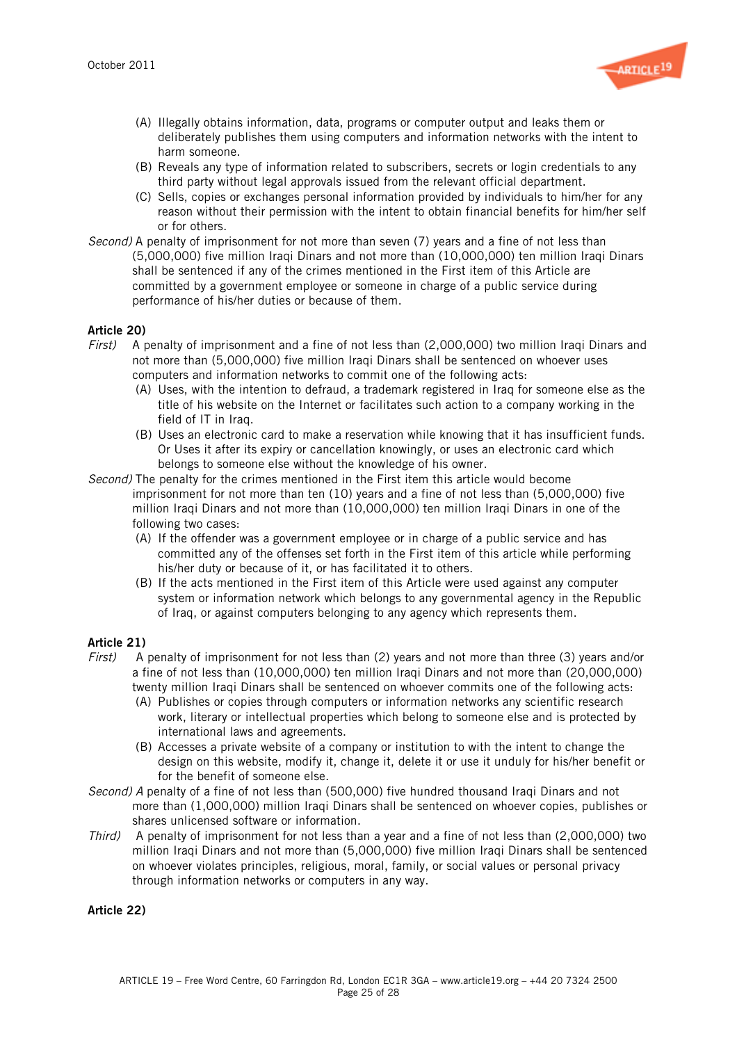(A) Illegally obtains information, data, programs or computer output and leaks them or deliberately publishes them using computers and information networks with the intent to harm someone.

(B) Reveals any type of information related to subscribers, secrets or login credentials to any third party without legal approvals issued from the relevant official department.

(C) Sells, copies or exchanges personal information provided by individuals to him/her for any reason without their permission with the intent to obtain financial benefits for him/her self or for others.

*Second)* A penalty of imprisonment for not more than seven (7) years and a fine of not less than (5,000,000) five million Iraqi Dinars and not more than (10,000,000) ten million Iraqi Dinars shall be sentenced if any of the crimes mentioned in the First item of this Article are committed by a government employee or someone in charge of a public service during performance of his/her duties or because of them.

**Article 20)**

*First)* A penalty of imprisonment and a fine of not less than (2,000,000) two million Iraqi Dinars and not more than (5,000,000) five million Iraqi Dinars shall be sentenced on whoever uses computers and information networks to commit one of the following acts:

(A) Uses, with the intention to defraud, a trademark registered in Iraq for someone else as the title of his website on the Internet or facilitates such action to a company working in the field of IT in Iraq.

(B) Uses an electronic card to make a reservation while knowing that it has insufficient funds. Or Uses it after its expiry or cancellation knowingly, or uses an electronic card which belongs to someone else without the knowledge of his owner.

*Second)* The penalty for the crimes mentioned in the First item this article would become imprisonment for not more than ten (10) years and a fine of not less than (5,000,000) five million Iraqi Dinars and not more than (10,000,000) ten million Iraqi Dinars in one of the following two cases:

(A) If the offender was a government employee or in charge of a public service and has committed any of the offenses set forth in the First item of this article while performing his/her duty or because of it, or has facilitated it to others.

(B) If the acts mentioned in the First item of this Article were used against any computer system or information network which belongs to any governmental agency in the Republic of Iraq, or against computers belonging to any agency which represents them.

**Article 21)**

*First)* A penalty of imprisonment for not less than (2) years and not more than three (3) years and/or a fine of not less than (10,000,000) ten million Iraqi Dinars and not more than (20,000,000) twenty million Iraqi Dinars shall be sentenced on whoever commits one of the following acts:

(A) Publishes or copies through computers or information networks any scientific research work, literary or intellectual properties which belong to someone else and is protected by international laws and agreements.

(B) Accesses a private website of a company or institution to with the intent to change the design on this website, modify it, change it, delete it or use it unduly for his/her benefit or for the benefit of someone else.

*Second) A* penalty of a fine of not less than (500,000) five hundred thousand Iraqi Dinars and not more than (1,000,000) million Iraqi Dinars shall be sentenced on whoever copies, publishes or shares unlicensed software or information.

*Third)* A penalty of imprisonment for not less than a year and a fine of not less than (2,000,000) two million Iraqi Dinars and not more than (5,000,000) five million Iraqi Dinars shall be sentenced on whoever violates principles, religious, moral, family, or social values or personal privacy through information networks or computers in any way.

**Article 22)**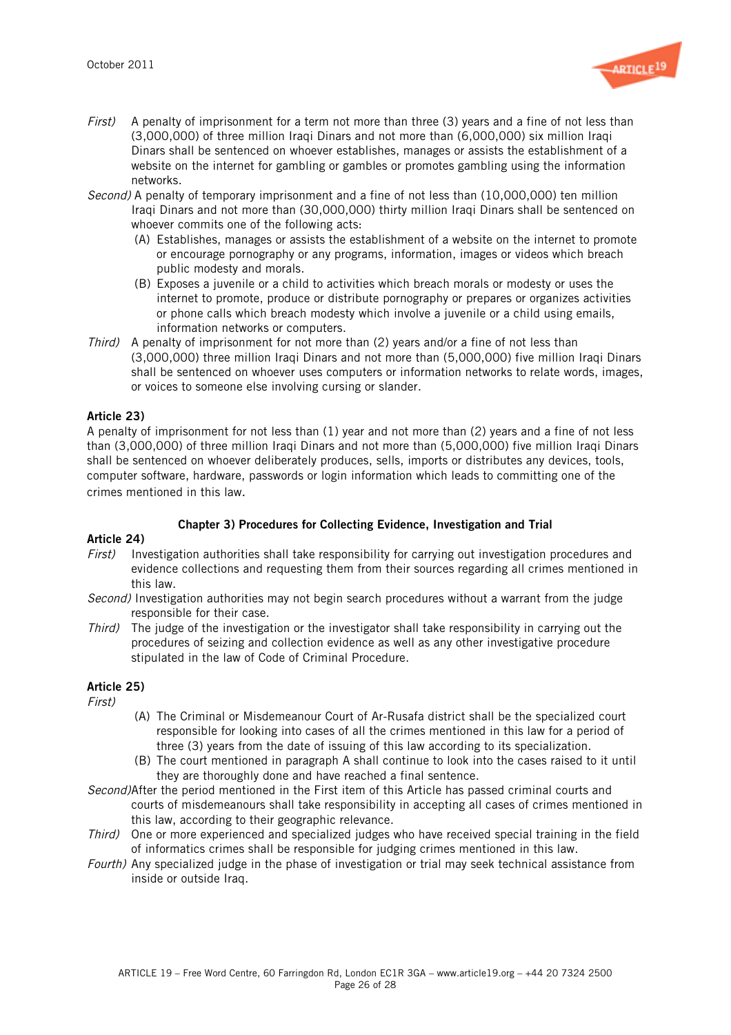*First)* A penalty of imprisonment for a term not more than three (3) years and a fine of not less than (3,000,000) of three million Iraqi Dinars and not more than (6,000,000) six million Iraqi Dinars shall be sentenced on whoever establishes, manages or assists the establishment of a website on the internet for gambling or gambles or promotes gambling using the information networks.

*Second)* A penalty of temporary imprisonment and a fine of not less than (10,000,000) ten million Iraqi Dinars and not more than (30,000,000) thirty million Iraqi Dinars shall be sentenced on whoever commits one of the following acts:

(A) Establishes, manages or assists the establishment of a website on the internet to promote or encourage pornography or any programs, information, images or videos which breach public modesty and morals.

(B) Exposes a juvenile or a child to activities which breach morals or modesty or uses the internet to promote, produce or distribute pornography or prepares or organizes activities or phone calls which breach modesty which involve a juvenile or a child using emails, information networks or computers.

*Third)* A penalty of imprisonment for not more than (2) years and/or a fine of not less than (3,000,000) three million Iraqi Dinars and not more than (5,000,000) five million Iraqi Dinars shall be sentenced on whoever uses computers or information networks to relate words, images, or voices to someone else involving cursing or slander.

**Article 23)**

A penalty of imprisonment for not less than (1) year and not more than (2) years and a fine of not less than (3,000,000) of three million Iraqi Dinars and not more than (5,000,000) five million Iraqi Dinars shall be sentenced on whoever deliberately produces, sells, imports or distributes any devices, tools, computer software, hardware, passwords or login information which leads to committing one of the crimes mentioned in this law.

## Chapter 3) Procedures for Collecting Evidence, Investigation and Trial

**Article 24)**

*First)* Investigation authorities shall take responsibility for carrying out investigation procedures and evidence collections and requesting them from their sources regarding all crimes mentioned in this law.

*Second)* Investigation authorities may not begin search procedures without a warrant from the judge responsible for their case.

*Third)* The judge of the investigation or the investigator shall take responsibility in carrying out the procedures of seizing and collection evidence as well as any other investigative procedure stipulated in the law of Code of Criminal Procedure.

**Article 25)**

*First)*

(A) The Criminal or Misdemeanour Court of Ar-Rusafa district shall be the specialized court responsible for looking into cases of all the crimes mentioned in this law for a period of three (3) years from the date of issuing of this law according to its specialization.

(B) The court mentioned in paragraph A shall continue to look into the cases raised to it until they are thoroughly done and have reached a final sentence.

*Second)* After the period mentioned in the First item of this Article has passed criminal courts and courts of misdemeanours shall take responsibility in accepting all cases of crimes mentioned in this law, according to their geographic relevance.

*Third)* One or more experienced and specialized judges who have received special training in the field of informatics crimes shall be responsible for judging crimes mentioned in this law.

*Fourth)* Any specialized judge in the phase of investigation or trial may seek technical assistance from inside or outside Iraq.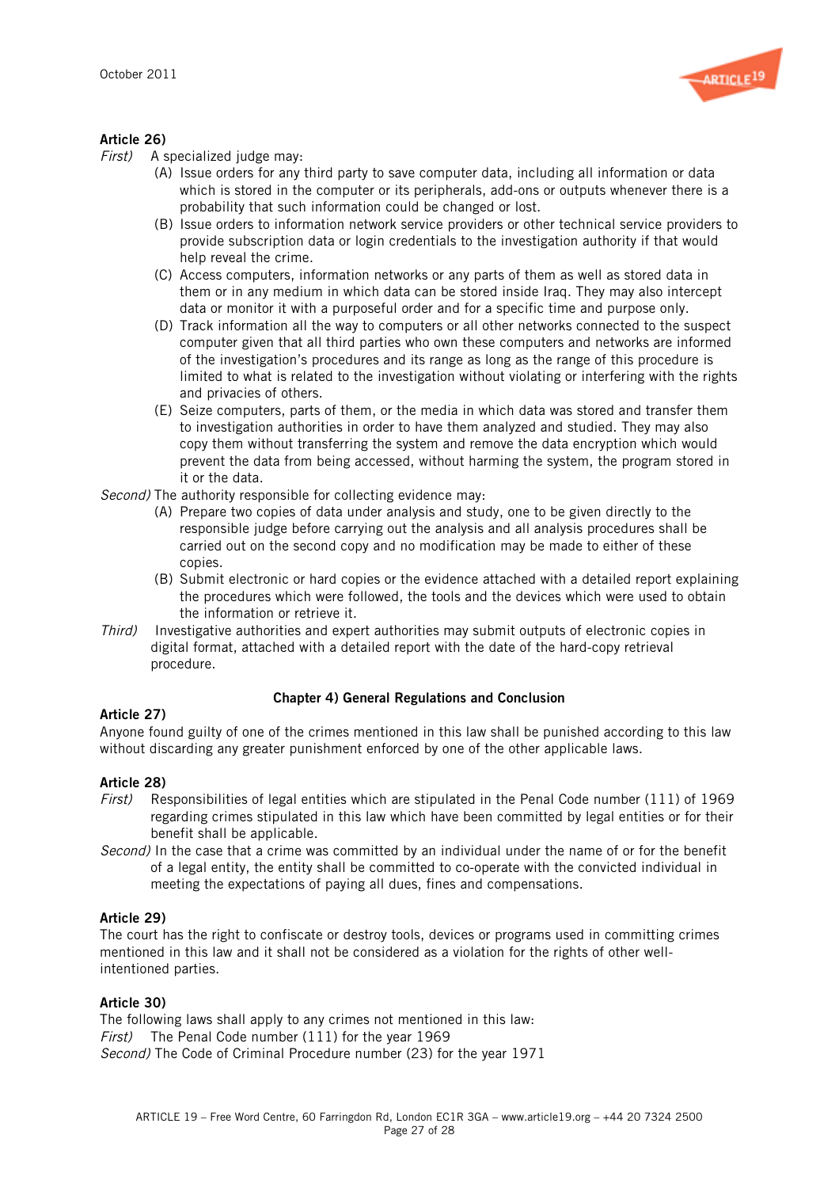**Article 26)**

*First)* A specialized judge may:

- (A) Issue orders for any third party to save computer data, including all information or data which is stored in the computer or its peripherals, add-ons or outputs whenever there is a probability that such information could be changed or lost.
- (B) Issue orders to information network service providers or other technical service providers to provide subscription data or login credentials to the investigation authority if that would help reveal the crime.
- (C) Access computers, information networks or any parts of them as well as stored data in them or in any medium in which data can be stored inside Iraq. They may also intercept data or monitor it with a purposeful order and for a specific time and purpose only.
- (D) Track information all the way to computers or all other networks connected to the suspect computer given that all third parties who own these computers and networks are informed of the investigation's procedures and its range as long as the range of this procedure is limited to what is related to the investigation without violating or interfering with the rights and privacies of others.
- (E) Seize computers, parts of them, or the media in which data was stored and transfer them to investigation authorities in order to have them analyzed and studied. They may also copy them without transferring the system and remove the data encryption which would prevent the data from being accessed, without harming the system, the program stored in it or the data.

*Second)* The authority responsible for collecting evidence may:

- (A) Prepare two copies of data under analysis and study, one to be given directly to the responsible judge before carrying out the analysis and all analysis procedures shall be carried out on the second copy and no modification may be made to either of these copies.
- (B) Submit electronic or hard copies or the evidence attached with a detailed report explaining the procedures which were followed, the tools and the devices which were used to obtain the information or retrieve it.

*Third)* Investigative authorities and expert authorities may submit outputs of electronic copies in digital format, attached with a detailed report with the date of the hard-copy retrieval procedure.

## Chapter 4) General Regulations and Conclusion

**Article 27)**

Anyone found guilty of one of the crimes mentioned in this law shall be punished according to this law without discarding any greater punishment enforced by one of the other applicable laws.

**Article 28)**

*First)* Responsibilities of legal entities which are stipulated in the Penal Code number (111) of 1969 regarding crimes stipulated in this law which have been committed by legal entities or for their benefit shall be applicable.

*Second)* In the case that a crime was committed by an individual under the name of or for the benefit of a legal entity, the entity shall be committed to co-operate with the convicted individual in meeting the expectations of paying all dues, fines and compensations.

**Article 29)**

The court has the right to confiscate or destroy tools, devices or programs used in committing crimes mentioned in this law and it shall not be considered as a violation for the rights of other well-intentioned parties.

**Article 30)**

The following laws shall apply to any crimes not mentioned in this law:

*First)* The Penal Code number (111) for the year 1969

*Second)* The Code of Criminal Procedure number (23) for the year 1971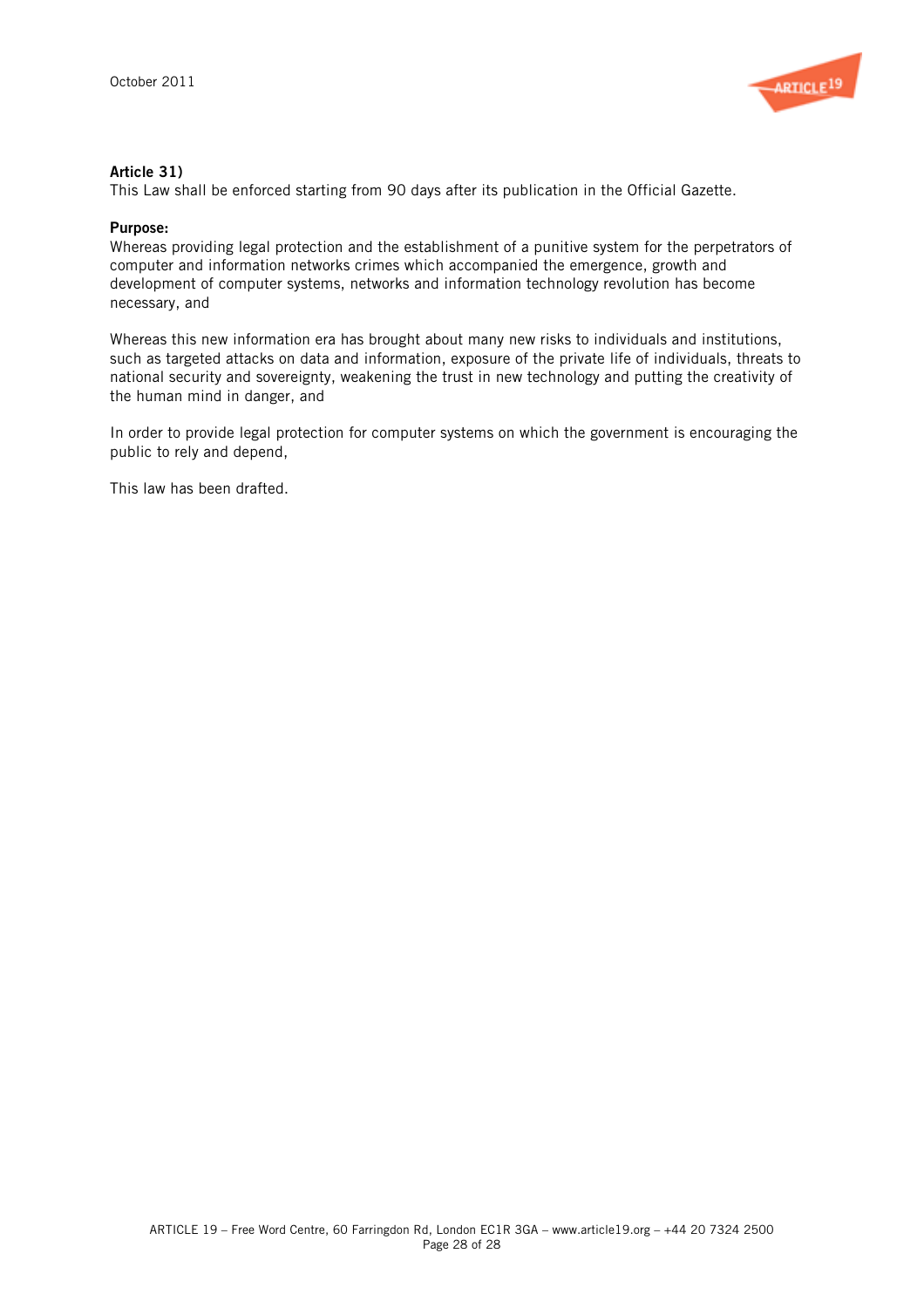**Article 31)**
This Law shall be enforced starting from 90 days after its publication in the Official Gazette.

**Purpose:**
Whereas providing legal protection and the establishment of a punitive system for the perpetrators of computer and information networks crimes which accompanied the emergence, growth and development of computer systems, networks and information technology revolution has become necessary, and

Whereas this new information era has brought about many new risks to individuals and institutions, such as targeted attacks on data and information, exposure of the private life of individuals, threats to national security and sovereignty, weakening the trust in new technology and putting the creativity of the human mind in danger, and

In order to provide legal protection for computer systems on which the government is encouraging the public to rely and depend,

This law has been drafted.